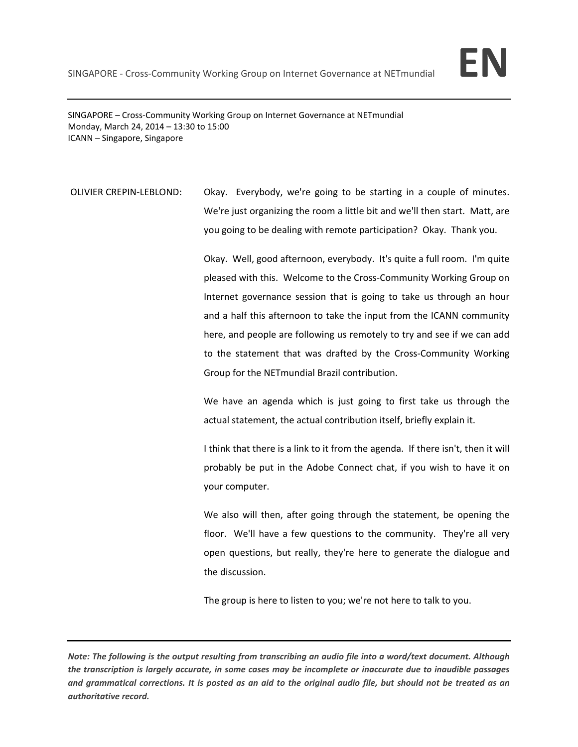SINGAPORE – Cross-Community Working Group on Internet Governance at NETmundial
Monday, March 24, 2014 – 13:30 to 15:00
ICANN – Singapore, Singapore

OLIVIER CREPIN-LEBLOND: Okay. Everybody, we're going to be starting in a couple of minutes. We're just organizing the room a little bit and we'll then start. Matt, are you going to be dealing with remote participation? Okay. Thank you.

Okay. Well, good afternoon, everybody. It's quite a full room. I'm quite pleased with this. Welcome to the Cross-Community Working Group on Internet governance session that is going to take us through an hour and a half this afternoon to take the input from the ICANN community here, and people are following us remotely to try and see if we can add to the statement that was drafted by the Cross-Community Working Group for the NETmundial Brazil contribution.

We have an agenda which is just going to first take us through the actual statement, the actual contribution itself, briefly explain it.

I think that there is a link to it from the agenda. If there isn't, then it will probably be put in the Adobe Connect chat, if you wish to have it on your computer.

We also will then, after going through the statement, be opening the floor. We'll have a few questions to the community. They're all very open questions, but really, they're here to generate the dialogue and the discussion.

The group is here to listen to you; we're not here to talk to you.

***Note: The following is the output resulting from transcribing an audio file into a word/text document. Although the transcription is largely accurate, in some cases may be incomplete or inaccurate due to inaudible passages and grammatical corrections. It is posted as an aid to the original audio file, but should not be treated as an authoritative record.***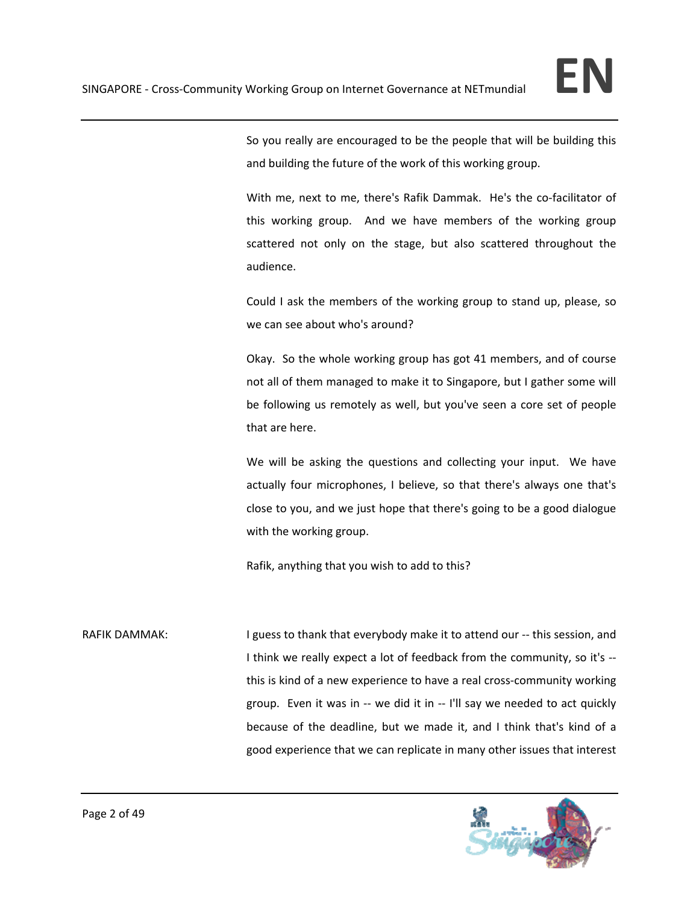So you really are encouraged to be the people that will be building this and building the future of the work of this working group.

With me, next to me, there's Rafik Dammak. He's the co-facilitator of this working group. And we have members of the working group scattered not only on the stage, but also scattered throughout the audience.

Could I ask the members of the working group to stand up, please, so we can see about who's around?

Okay. So the whole working group has got 41 members, and of course not all of them managed to make it to Singapore, but I gather some will be following us remotely as well, but you've seen a core set of people that are here.

We will be asking the questions and collecting your input. We have actually four microphones, I believe, so that there's always one that's close to you, and we just hope that there's going to be a good dialogue with the working group.

Rafik, anything that you wish to add to this?

RAFIK DAMMAK: I guess to thank that everybody make it to attend our -- this session, and I think we really expect a lot of feedback from the community, so it's -- this is kind of a new experience to have a real cross-community working group. Even it was in -- we did it in -- I'll say we needed to act quickly because of the deadline, but we made it, and I think that's kind of a good experience that we can replicate in many other issues that interest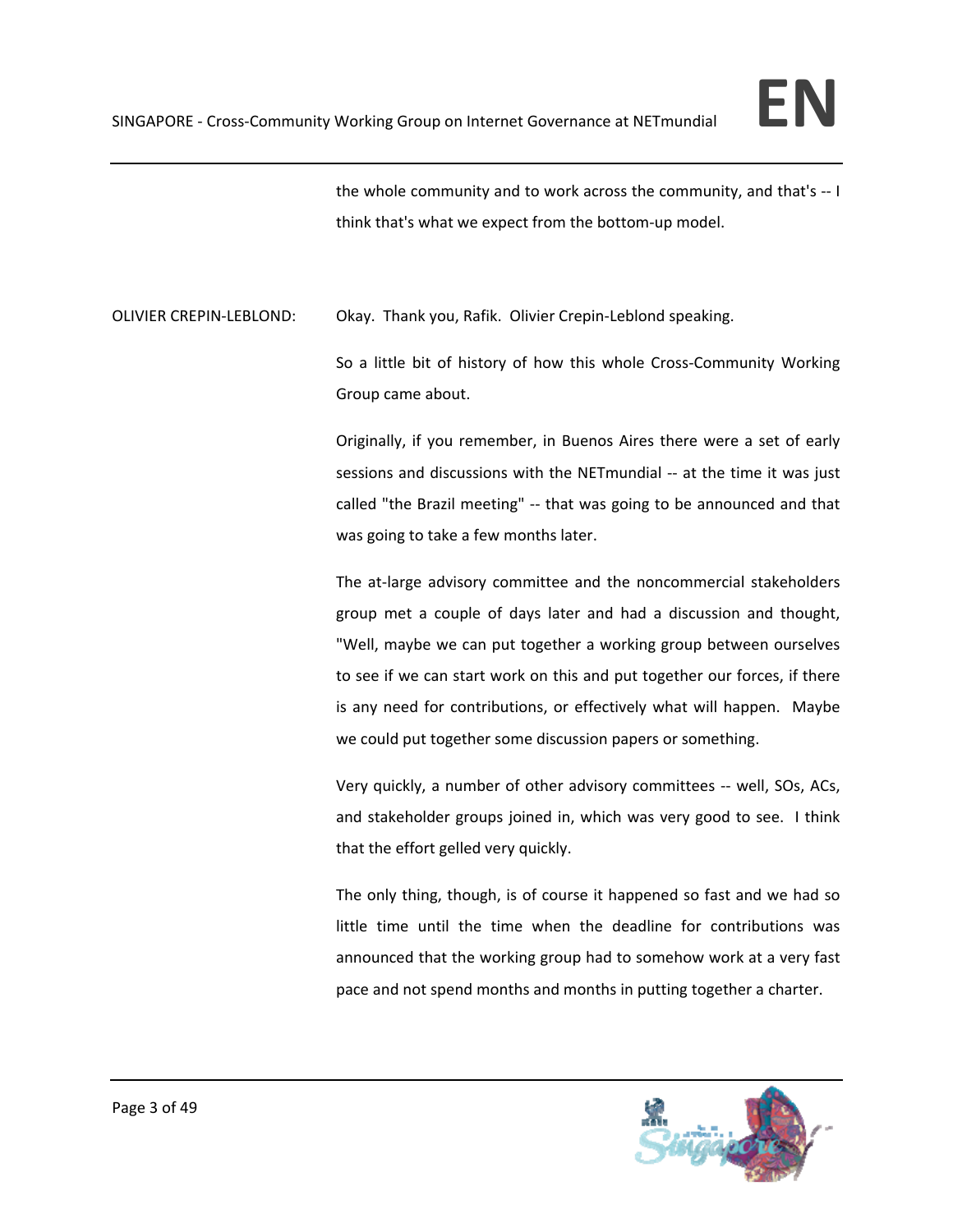the whole community and to work across the community, and that's -- I think that's what we expect from the bottom-up model.

OLIVIER CREPIN-LEBLOND: Okay. Thank you, Rafik. Olivier Crepin-Leblond speaking.

So a little bit of history of how this whole Cross-Community Working Group came about.

Originally, if you remember, in Buenos Aires there were a set of early sessions and discussions with the NETmundial -- at the time it was just called "the Brazil meeting" -- that was going to be announced and that was going to take a few months later.

The at-large advisory committee and the noncommercial stakeholders group met a couple of days later and had a discussion and thought, "Well, maybe we can put together a working group between ourselves to see if we can start work on this and put together our forces, if there is any need for contributions, or effectively what will happen. Maybe we could put together some discussion papers or something.

Very quickly, a number of other advisory committees -- well, SOs, ACs, and stakeholder groups joined in, which was very good to see. I think that the effort gelled very quickly.

The only thing, though, is of course it happened so fast and we had so little time until the time when the deadline for contributions was announced that the working group had to somehow work at a very fast pace and not spend months and months in putting together a charter.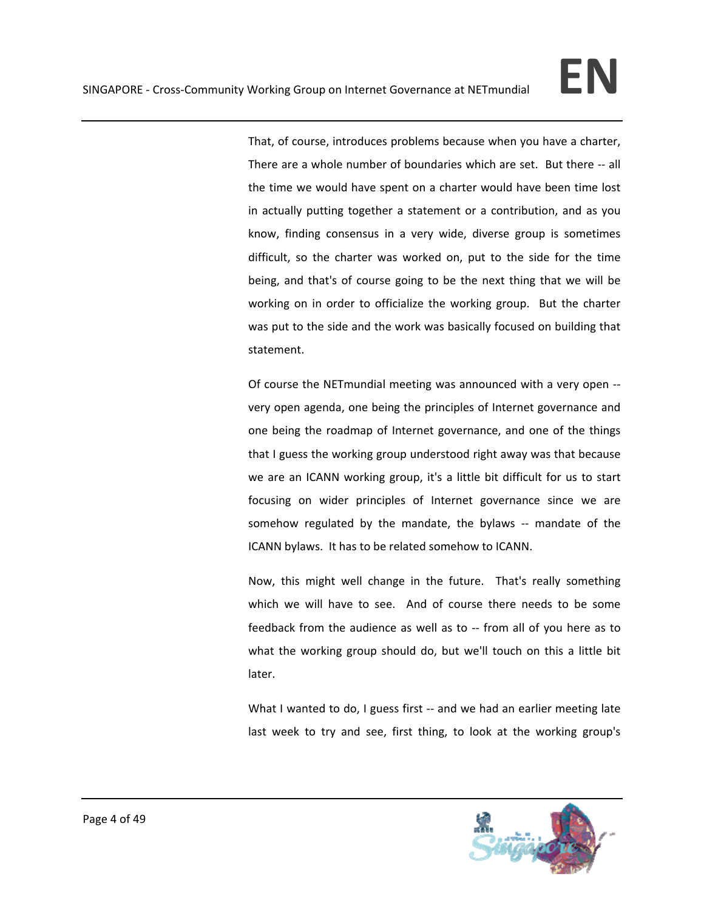That, of course, introduces problems because when you have a charter, There are a whole number of boundaries which are set. But there -- all the time we would have spent on a charter would have been time lost in actually putting together a statement or a contribution, and as you know, finding consensus in a very wide, diverse group is sometimes difficult, so the charter was worked on, put to the side for the time being, and that's of course going to be the next thing that we will be working on in order to officialize the working group. But the charter was put to the side and the work was basically focused on building that statement.

Of course the NETmundial meeting was announced with a very open -- very open agenda, one being the principles of Internet governance and one being the roadmap of Internet governance, and one of the things that I guess the working group understood right away was that because we are an ICANN working group, it's a little bit difficult for us to start focusing on wider principles of Internet governance since we are somehow regulated by the mandate, the bylaws -- mandate of the ICANN bylaws. It has to be related somehow to ICANN.

Now, this might well change in the future. That's really something which we will have to see. And of course there needs to be some feedback from the audience as well as to -- from all of you here as to what the working group should do, but we'll touch on this a little bit later.

What I wanted to do, I guess first -- and we had an earlier meeting late last week to try and see, first thing, to look at the working group's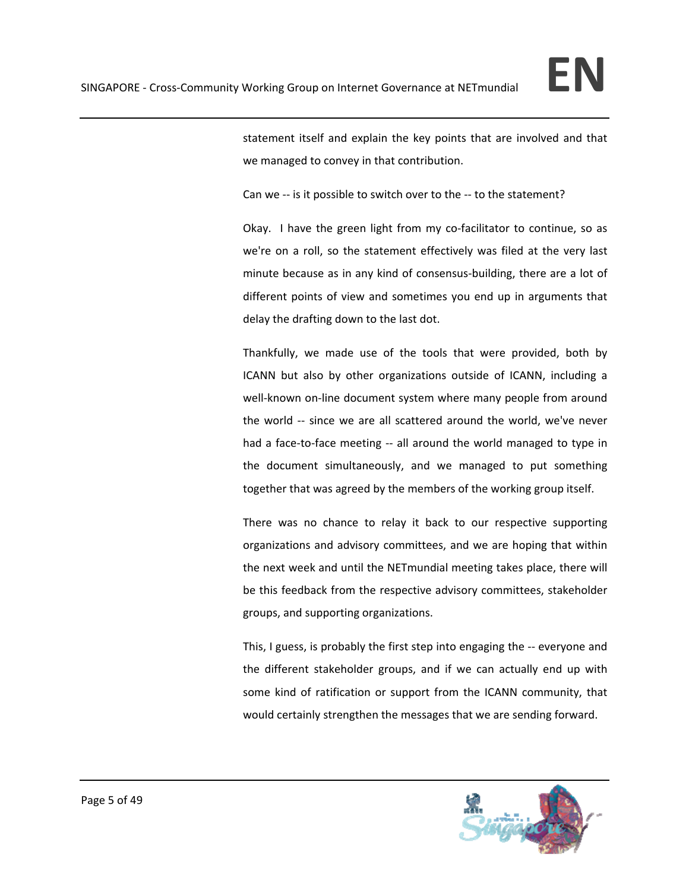statement itself and explain the key points that are involved and that we managed to convey in that contribution.

Can we -- is it possible to switch over to the -- to the statement?

Okay. I have the green light from my co-facilitator to continue, so as we're on a roll, so the statement effectively was filed at the very last minute because as in any kind of consensus-building, there are a lot of different points of view and sometimes you end up in arguments that delay the drafting down to the last dot.

Thankfully, we made use of the tools that were provided, both by ICANN but also by other organizations outside of ICANN, including a well-known on-line document system where many people from around the world -- since we are all scattered around the world, we've never had a face-to-face meeting -- all around the world managed to type in the document simultaneously, and we managed to put something together that was agreed by the members of the working group itself.

There was no chance to relay it back to our respective supporting organizations and advisory committees, and we are hoping that within the next week and until the NETmundial meeting takes place, there will be this feedback from the respective advisory committees, stakeholder groups, and supporting organizations.

This, I guess, is probably the first step into engaging the -- everyone and the different stakeholder groups, and if we can actually end up with some kind of ratification or support from the ICANN community, that would certainly strengthen the messages that we are sending forward.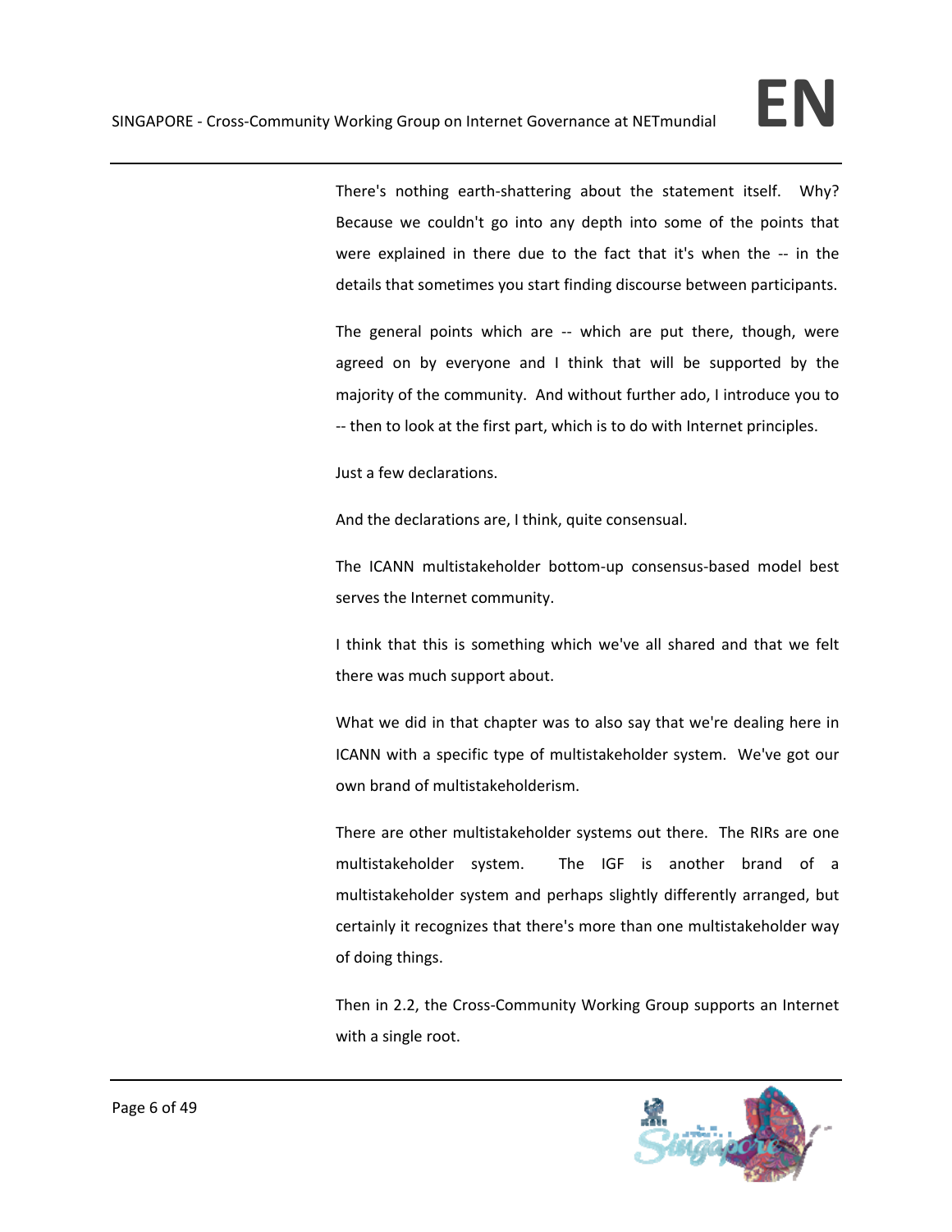There's nothing earth-shattering about the statement itself. Why? Because we couldn't go into any depth into some of the points that were explained in there due to the fact that it's when the -- in the details that sometimes you start finding discourse between participants.

The general points which are -- which are put there, though, were agreed on by everyone and I think that will be supported by the majority of the community. And without further ado, I introduce you to -- then to look at the first part, which is to do with Internet principles.

Just a few declarations.

And the declarations are, I think, quite consensual.

The ICANN multistakeholder bottom-up consensus-based model best serves the Internet community.

I think that this is something which we've all shared and that we felt there was much support about.

What we did in that chapter was to also say that we're dealing here in ICANN with a specific type of multistakeholder system. We've got our own brand of multistakeholderism.

There are other multistakeholder systems out there. The RIRs are one multistakeholder system. The IGF is another brand of a multistakeholder system and perhaps slightly differently arranged, but certainly it recognizes that there's more than one multistakeholder way of doing things.

Then in 2.2, the Cross-Community Working Group supports an Internet with a single root.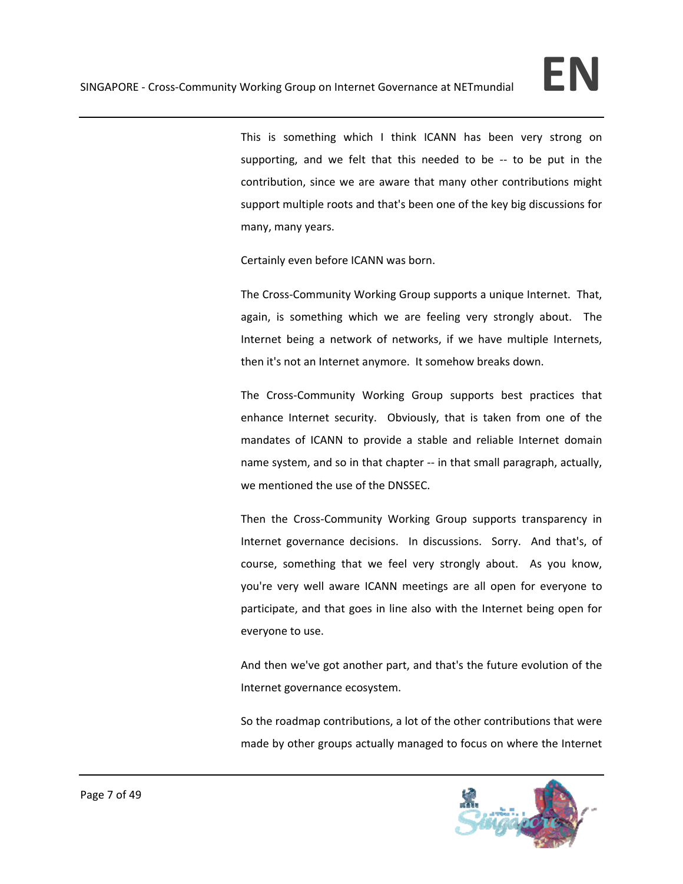This is something which I think ICANN has been very strong on supporting, and we felt that this needed to be -- to be put in the contribution, since we are aware that many other contributions might support multiple roots and that's been one of the key big discussions for many, many years.

Certainly even before ICANN was born.

The Cross-Community Working Group supports a unique Internet. That, again, is something which we are feeling very strongly about. The Internet being a network of networks, if we have multiple Internets, then it's not an Internet anymore. It somehow breaks down.

The Cross-Community Working Group supports best practices that enhance Internet security. Obviously, that is taken from one of the mandates of ICANN to provide a stable and reliable Internet domain name system, and so in that chapter -- in that small paragraph, actually, we mentioned the use of the DNSSEC.

Then the Cross-Community Working Group supports transparency in Internet governance decisions. In discussions. Sorry. And that's, of course, something that we feel very strongly about. As you know, you're very well aware ICANN meetings are all open for everyone to participate, and that goes in line also with the Internet being open for everyone to use.

And then we've got another part, and that's the future evolution of the Internet governance ecosystem.

So the roadmap contributions, a lot of the other contributions that were made by other groups actually managed to focus on where the Internet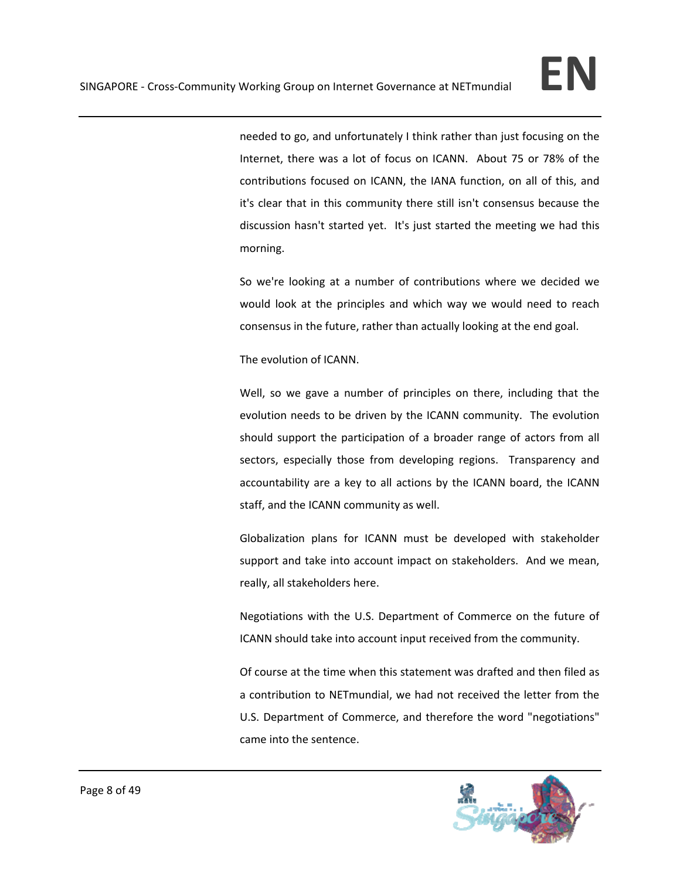needed to go, and unfortunately I think rather than just focusing on the Internet, there was a lot of focus on ICANN. About 75 or 78% of the contributions focused on ICANN, the IANA function, on all of this, and it's clear that in this community there still isn't consensus because the discussion hasn't started yet. It's just started the meeting we had this morning.

So we're looking at a number of contributions where we decided we would look at the principles and which way we would need to reach consensus in the future, rather than actually looking at the end goal.

The evolution of ICANN.

Well, so we gave a number of principles on there, including that the evolution needs to be driven by the ICANN community. The evolution should support the participation of a broader range of actors from all sectors, especially those from developing regions. Transparency and accountability are a key to all actions by the ICANN board, the ICANN staff, and the ICANN community as well.

Globalization plans for ICANN must be developed with stakeholder support and take into account impact on stakeholders. And we mean, really, all stakeholders here.

Negotiations with the U.S. Department of Commerce on the future of ICANN should take into account input received from the community.

Of course at the time when this statement was drafted and then filed as a contribution to NETmundial, we had not received the letter from the U.S. Department of Commerce, and therefore the word "negotiations" came into the sentence.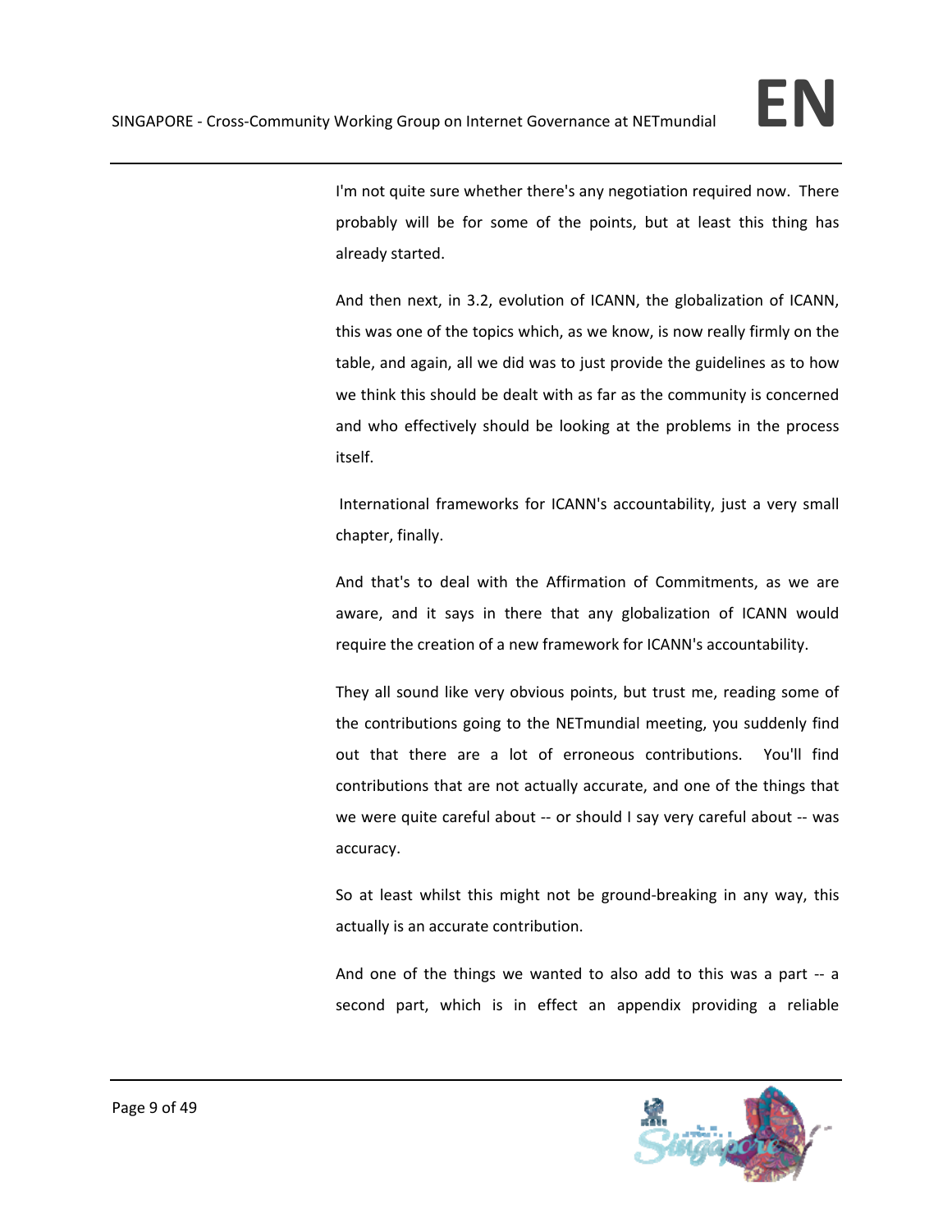I'm not quite sure whether there's any negotiation required now. There probably will be for some of the points, but at least this thing has already started.

And then next, in 3.2, evolution of ICANN, the globalization of ICANN, this was one of the topics which, as we know, is now really firmly on the table, and again, all we did was to just provide the guidelines as to how we think this should be dealt with as far as the community is concerned and who effectively should be looking at the problems in the process itself.

International frameworks for ICANN's accountability, just a very small chapter, finally.

And that's to deal with the Affirmation of Commitments, as we are aware, and it says in there that any globalization of ICANN would require the creation of a new framework for ICANN's accountability.

They all sound like very obvious points, but trust me, reading some of the contributions going to the NETmundial meeting, you suddenly find out that there are a lot of erroneous contributions. You'll find contributions that are not actually accurate, and one of the things that we were quite careful about -- or should I say very careful about -- was accuracy.

So at least whilst this might not be ground-breaking in any way, this actually is an accurate contribution.

And one of the things we wanted to also add to this was a part -- a second part, which is in effect an appendix providing a reliable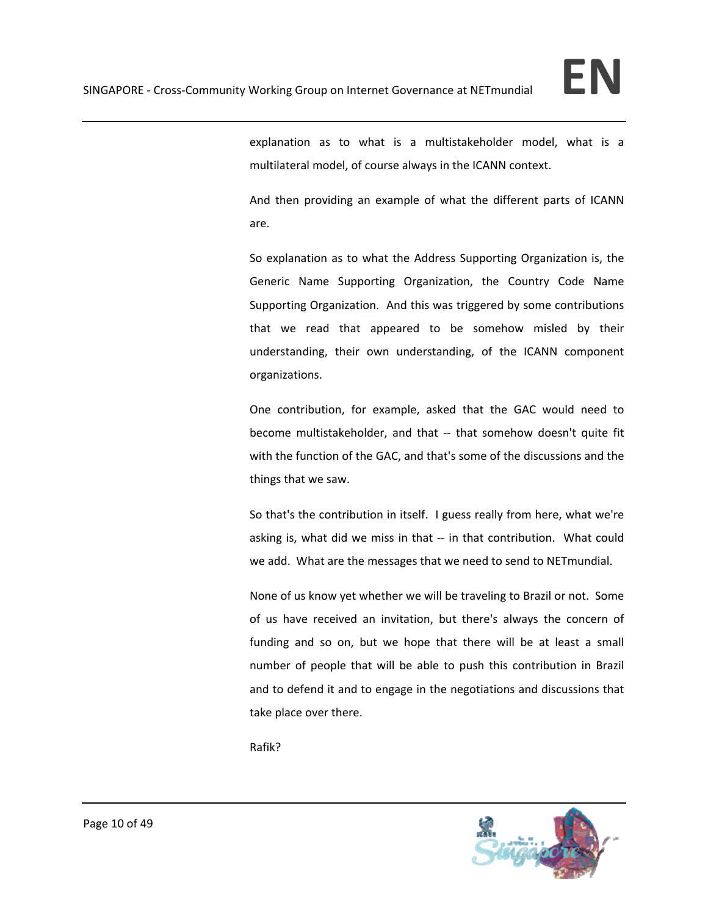explanation as to what is a multistakeholder model, what is a multilateral model, of course always in the ICANN context.

And then providing an example of what the different parts of ICANN are.

So explanation as to what the Address Supporting Organization is, the Generic Name Supporting Organization, the Country Code Name Supporting Organization. And this was triggered by some contributions that we read that appeared to be somehow misled by their understanding, their own understanding, of the ICANN component organizations.

One contribution, for example, asked that the GAC would need to become multistakeholder, and that -- that somehow doesn't quite fit with the function of the GAC, and that's some of the discussions and the things that we saw.

So that's the contribution in itself. I guess really from here, what we're asking is, what did we miss in that -- in that contribution. What could we add. What are the messages that we need to send to NETmundial.

None of us know yet whether we will be traveling to Brazil or not. Some of us have received an invitation, but there's always the concern of funding and so on, but we hope that there will be at least a small number of people that will be able to push this contribution in Brazil and to defend it and to engage in the negotiations and discussions that take place over there.

Rafik?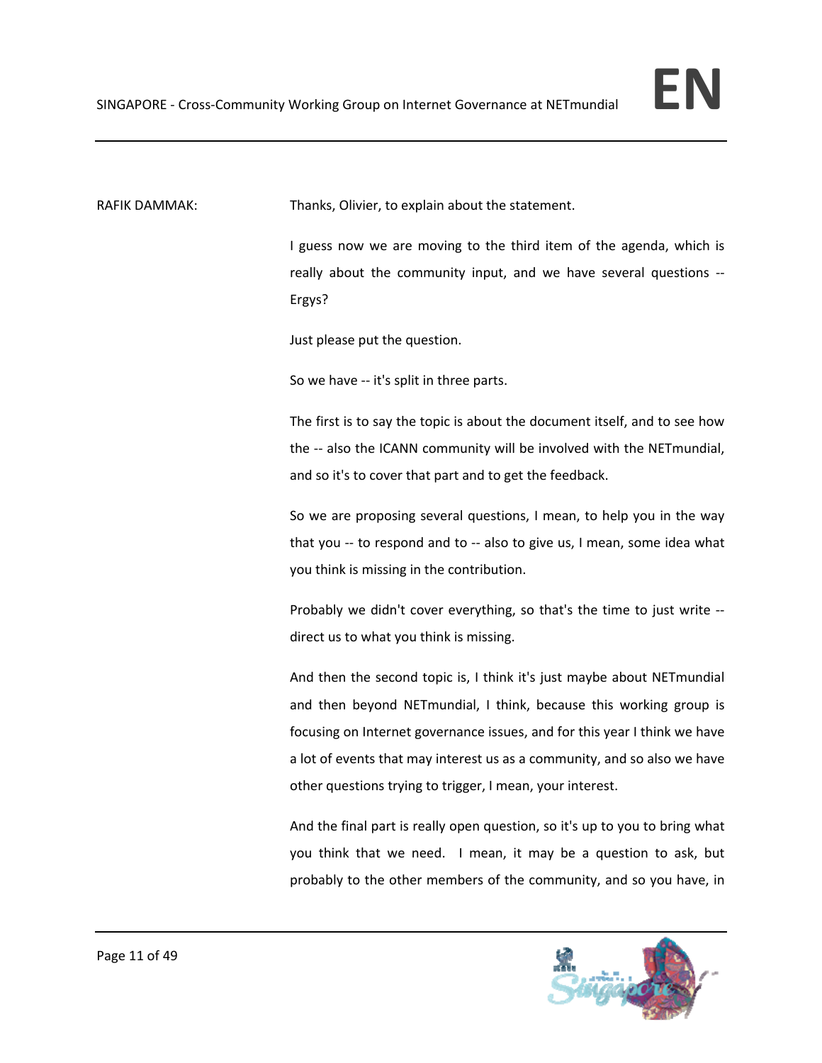RAFIK DAMMAK: Thanks, Olivier, to explain about the statement.

I guess now we are moving to the third item of the agenda, which is really about the community input, and we have several questions -- Ergys?

Just please put the question.

So we have -- it's split in three parts.

The first is to say the topic is about the document itself, and to see how the -- also the ICANN community will be involved with the NETmundial, and so it's to cover that part and to get the feedback.

So we are proposing several questions, I mean, to help you in the way that you -- to respond and to -- also to give us, I mean, some idea what you think is missing in the contribution.

Probably we didn't cover everything, so that's the time to just write -- direct us to what you think is missing.

And then the second topic is, I think it's just maybe about NETmundial and then beyond NETmundial, I think, because this working group is focusing on Internet governance issues, and for this year I think we have a lot of events that may interest us as a community, and so also we have other questions trying to trigger, I mean, your interest.

And the final part is really open question, so it's up to you to bring what you think that we need. I mean, it may be a question to ask, but probably to the other members of the community, and so you have, in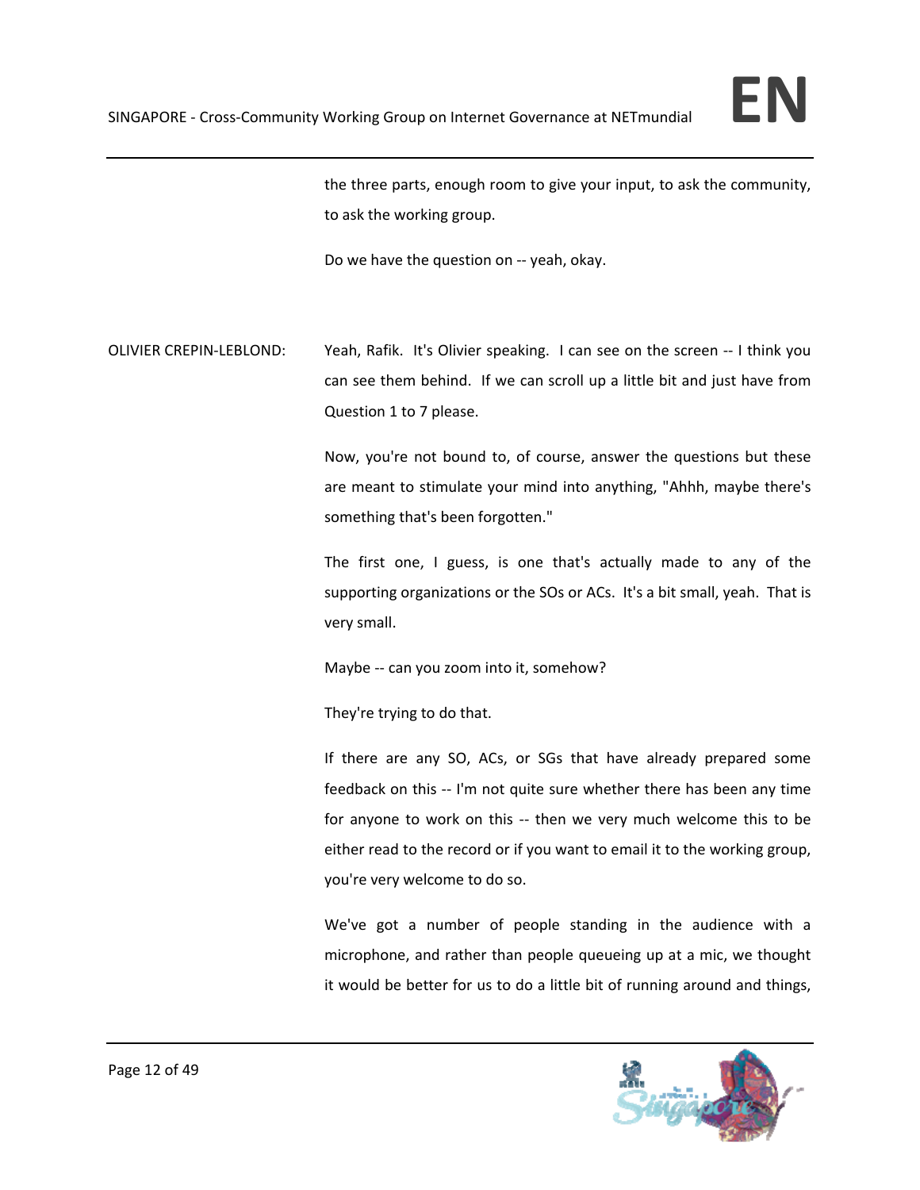the three parts, enough room to give your input, to ask the community, to ask the working group.

Do we have the question on -- yeah, okay.

OLIVIER CREPIN-LEBLOND: Yeah, Rafik. It's Olivier speaking. I can see on the screen -- I think you can see them behind. If we can scroll up a little bit and just have from Question 1 to 7 please.

Now, you're not bound to, of course, answer the questions but these are meant to stimulate your mind into anything, "Ahhh, maybe there's something that's been forgotten."

The first one, I guess, is one that's actually made to any of the supporting organizations or the SOs or ACs. It's a bit small, yeah. That is very small.

Maybe -- can you zoom into it, somehow?

They're trying to do that.

If there are any SO, ACs, or SGs that have already prepared some feedback on this -- I'm not quite sure whether there has been any time for anyone to work on this -- then we very much welcome this to be either read to the record or if you want to email it to the working group, you're very welcome to do so.

We've got a number of people standing in the audience with a microphone, and rather than people queueing up at a mic, we thought it would be better for us to do a little bit of running around and things,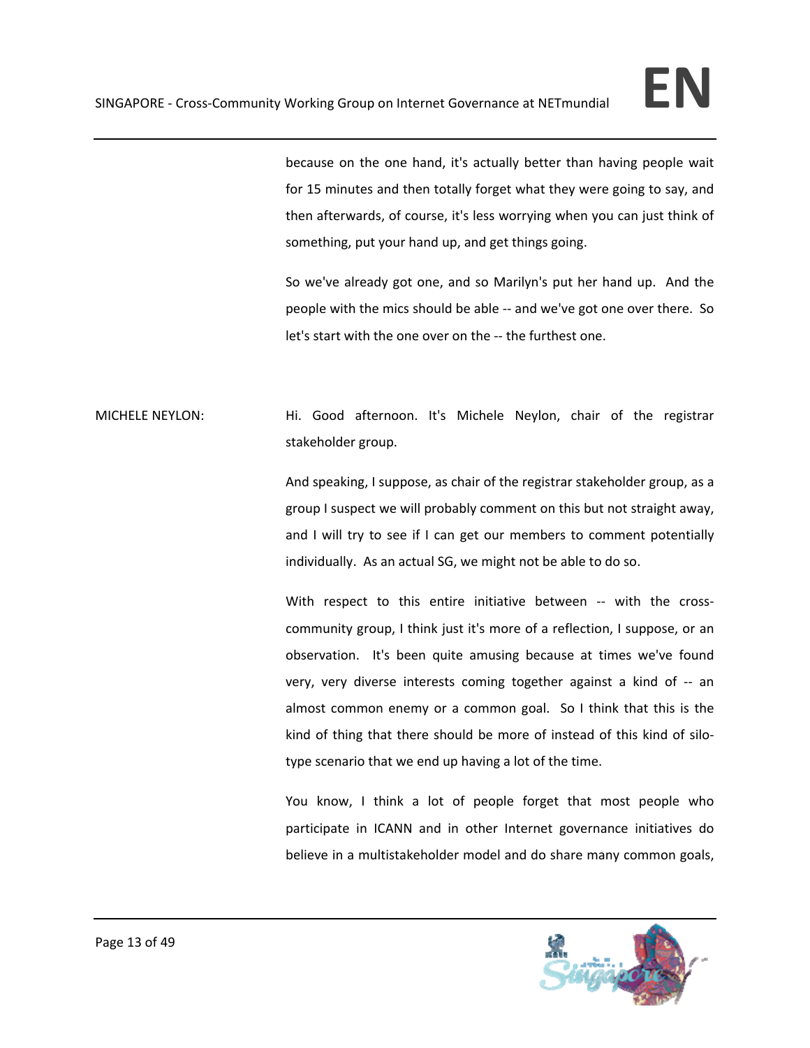because on the one hand, it's actually better than having people wait for 15 minutes and then totally forget what they were going to say, and then afterwards, of course, it's less worrying when you can just think of something, put your hand up, and get things going.

So we've already got one, and so Marilyn's put her hand up. And the people with the mics should be able -- and we've got one over there. So let's start with the one over on the -- the furthest one.

MICHELE NEYLON: Hi. Good afternoon. It's Michele Neylon, chair of the registrar stakeholder group.

And speaking, I suppose, as chair of the registrar stakeholder group, as a group I suspect we will probably comment on this but not straight away, and I will try to see if I can get our members to comment potentially individually. As an actual SG, we might not be able to do so.

With respect to this entire initiative between -- with the cross-community group, I think just it's more of a reflection, I suppose, or an observation. It's been quite amusing because at times we've found very, very diverse interests coming together against a kind of -- an almost common enemy or a common goal. So I think that this is the kind of thing that there should be more of instead of this kind of silo-type scenario that we end up having a lot of the time.

You know, I think a lot of people forget that most people who participate in ICANN and in other Internet governance initiatives do believe in a multistakeholder model and do share many common goals,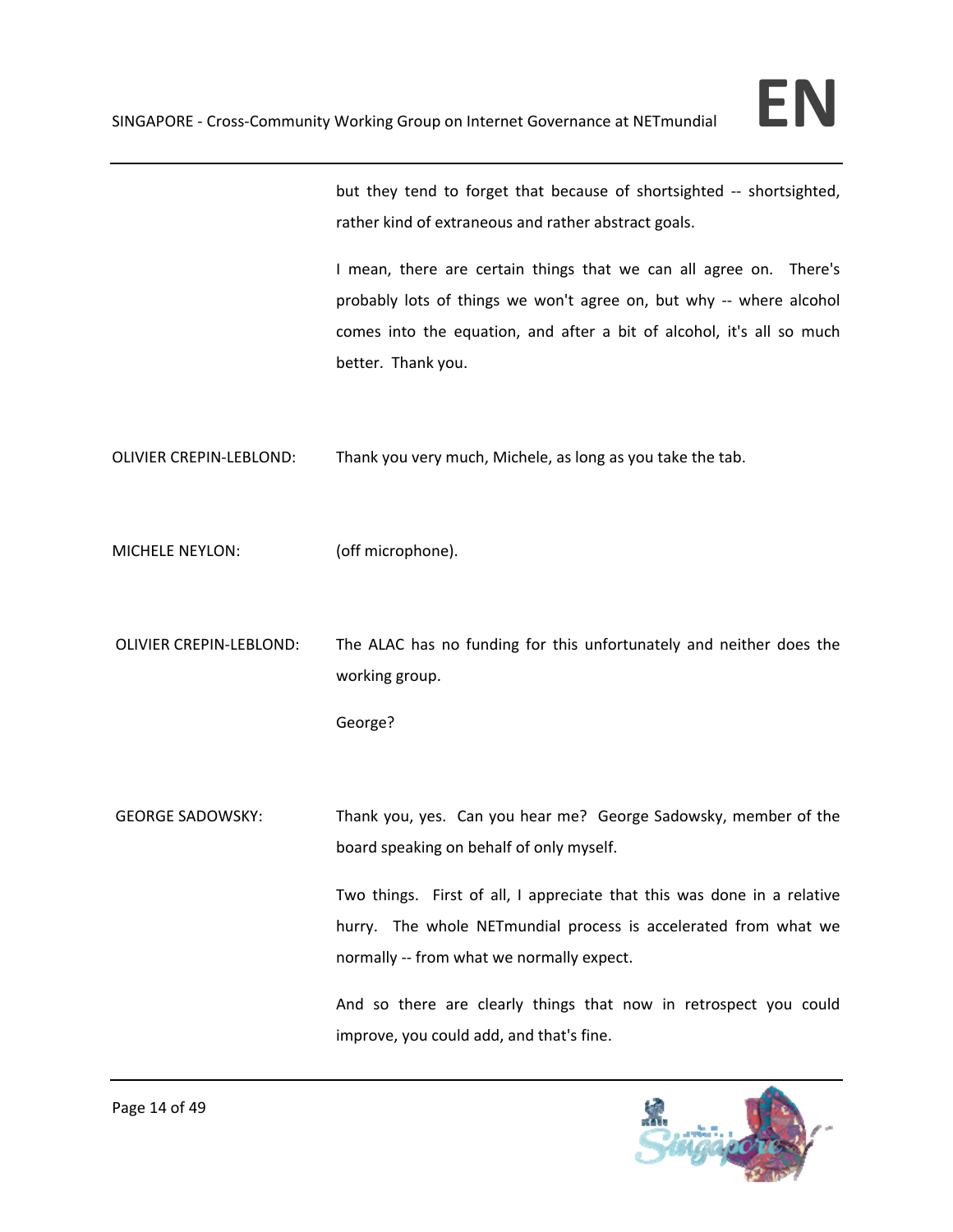but they tend to forget that because of shortsighted -- shortsighted, rather kind of extraneous and rather abstract goals.

I mean, there are certain things that we can all agree on. There's probably lots of things we won't agree on, but why -- where alcohol comes into the equation, and after a bit of alcohol, it's all so much better. Thank you.

OLIVIER CREPIN-LEBLOND: Thank you very much, Michele, as long as you take the tab.

MICHELE NEYLON: (off microphone).

OLIVIER CREPIN-LEBLOND: The ALAC has no funding for this unfortunately and neither does the working group.

George?

GEORGE SADOWSKY: Thank you, yes. Can you hear me? George Sadowsky, member of the board speaking on behalf of only myself.

Two things. First of all, I appreciate that this was done in a relative hurry. The whole NETmundial process is accelerated from what we normally -- from what we normally expect.

And so there are clearly things that now in retrospect you could improve, you could add, and that's fine.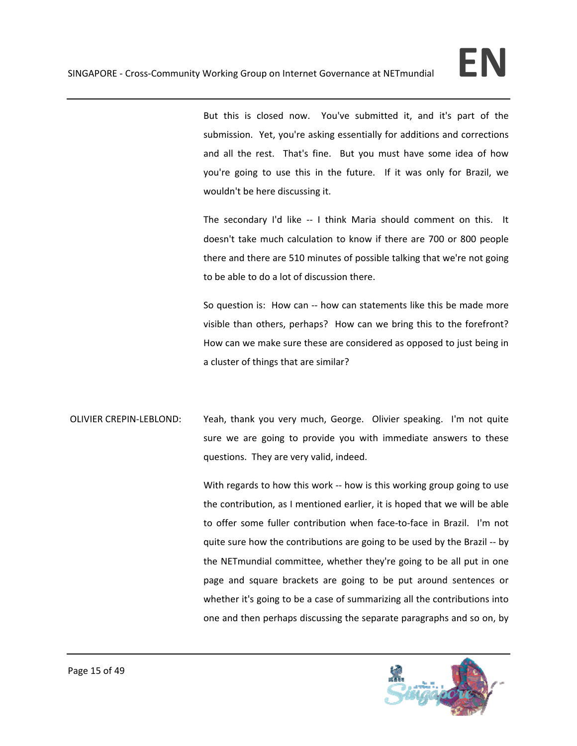But this is closed now. You've submitted it, and it's part of the submission. Yet, you're asking essentially for additions and corrections and all the rest. That's fine. But you must have some idea of how you're going to use this in the future. If it was only for Brazil, we wouldn't be here discussing it.

The secondary I'd like -- I think Maria should comment on this. It doesn't take much calculation to know if there are 700 or 800 people there and there are 510 minutes of possible talking that we're not going to be able to do a lot of discussion there.

So question is: How can -- how can statements like this be made more visible than others, perhaps? How can we bring this to the forefront? How can we make sure these are considered as opposed to just being in a cluster of things that are similar?

OLIVIER CREPIN-LEBLOND: Yeah, thank you very much, George. Olivier speaking. I'm not quite sure we are going to provide you with immediate answers to these questions. They are very valid, indeed.

With regards to how this work -- how is this working group going to use the contribution, as I mentioned earlier, it is hoped that we will be able to offer some fuller contribution when face-to-face in Brazil. I'm not quite sure how the contributions are going to be used by the Brazil -- by the NETmundial committee, whether they're going to be all put in one page and square brackets are going to be put around sentences or whether it's going to be a case of summarizing all the contributions into one and then perhaps discussing the separate paragraphs and so on, by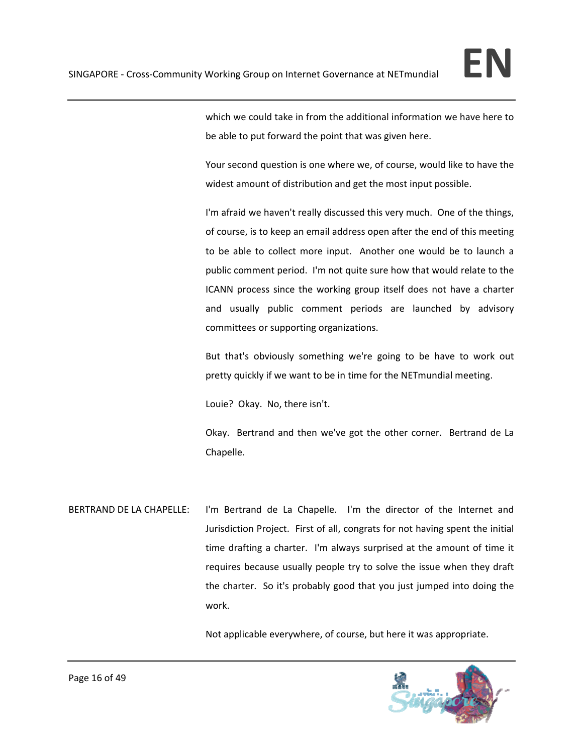which we could take in from the additional information we have here to be able to put forward the point that was given here.

Your second question is one where we, of course, would like to have the widest amount of distribution and get the most input possible.

I'm afraid we haven't really discussed this very much. One of the things, of course, is to keep an email address open after the end of this meeting to be able to collect more input. Another one would be to launch a public comment period. I'm not quite sure how that would relate to the ICANN process since the working group itself does not have a charter and usually public comment periods are launched by advisory committees or supporting organizations.

But that's obviously something we're going to be have to work out pretty quickly if we want to be in time for the NETmundial meeting.

Louie? Okay. No, there isn't.

Okay. Bertrand and then we've got the other corner. Bertrand de La Chapelle.

BERTRAND DE LA CHAPELLE: I'm Bertrand de La Chapelle. I'm the director of the Internet and Jurisdiction Project. First of all, congrats for not having spent the initial time drafting a charter. I'm always surprised at the amount of time it requires because usually people try to solve the issue when they draft the charter. So it's probably good that you just jumped into doing the work.

Not applicable everywhere, of course, but here it was appropriate.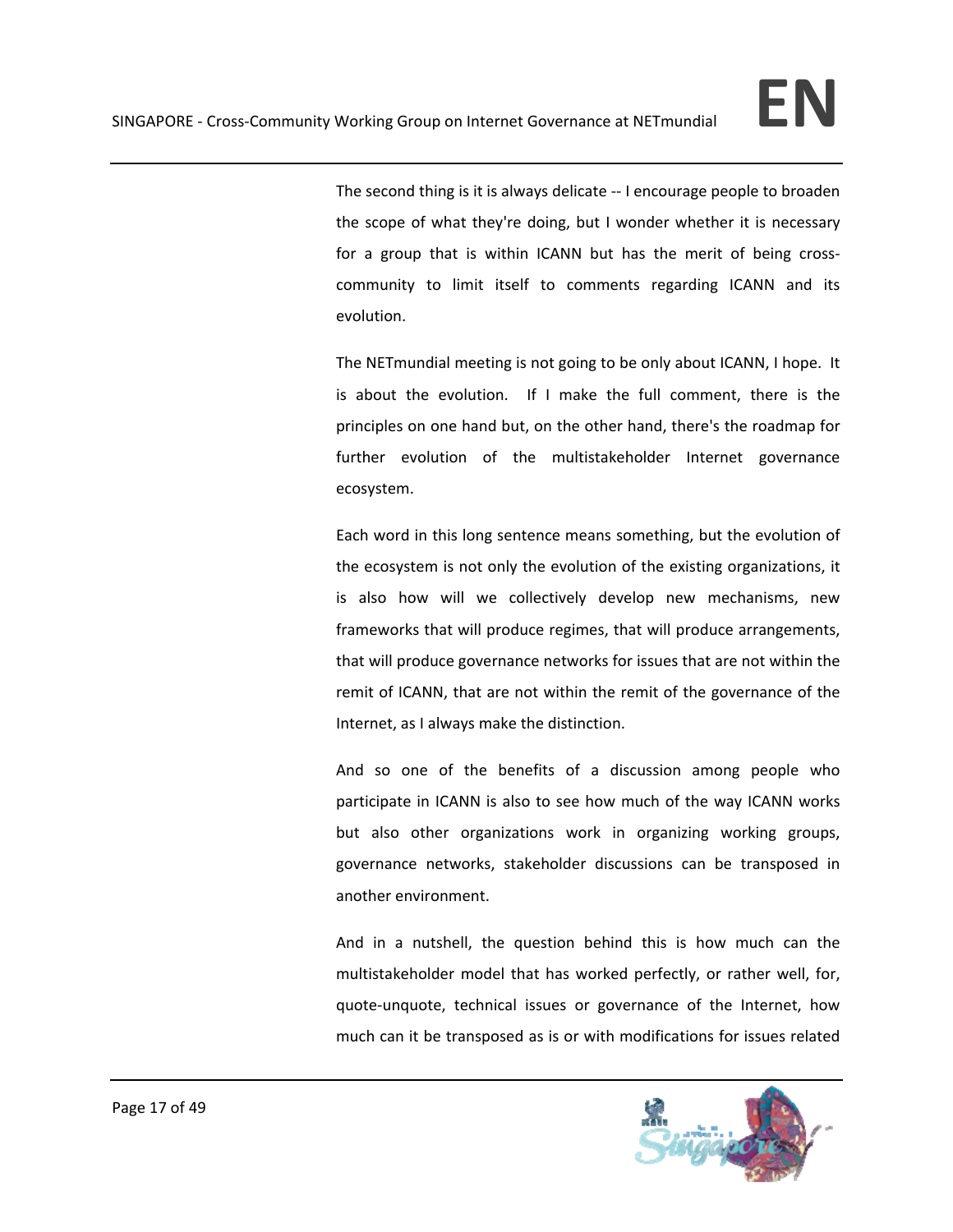The second thing is it is always delicate -- I encourage people to broaden the scope of what they're doing, but I wonder whether it is necessary for a group that is within ICANN but has the merit of being cross-community to limit itself to comments regarding ICANN and its evolution.

The NETmundial meeting is not going to be only about ICANN, I hope. It is about the evolution. If I make the full comment, there is the principles on one hand but, on the other hand, there's the roadmap for further evolution of the multistakeholder Internet governance ecosystem.

Each word in this long sentence means something, but the evolution of the ecosystem is not only the evolution of the existing organizations, it is also how will we collectively develop new mechanisms, new frameworks that will produce regimes, that will produce arrangements, that will produce governance networks for issues that are not within the remit of ICANN, that are not within the remit of the governance of the Internet, as I always make the distinction.

And so one of the benefits of a discussion among people who participate in ICANN is also to see how much of the way ICANN works but also other organizations work in organizing working groups, governance networks, stakeholder discussions can be transposed in another environment.

And in a nutshell, the question behind this is how much can the multistakeholder model that has worked perfectly, or rather well, for, quote-unquote, technical issues or governance of the Internet, how much can it be transposed as is or with modifications for issues related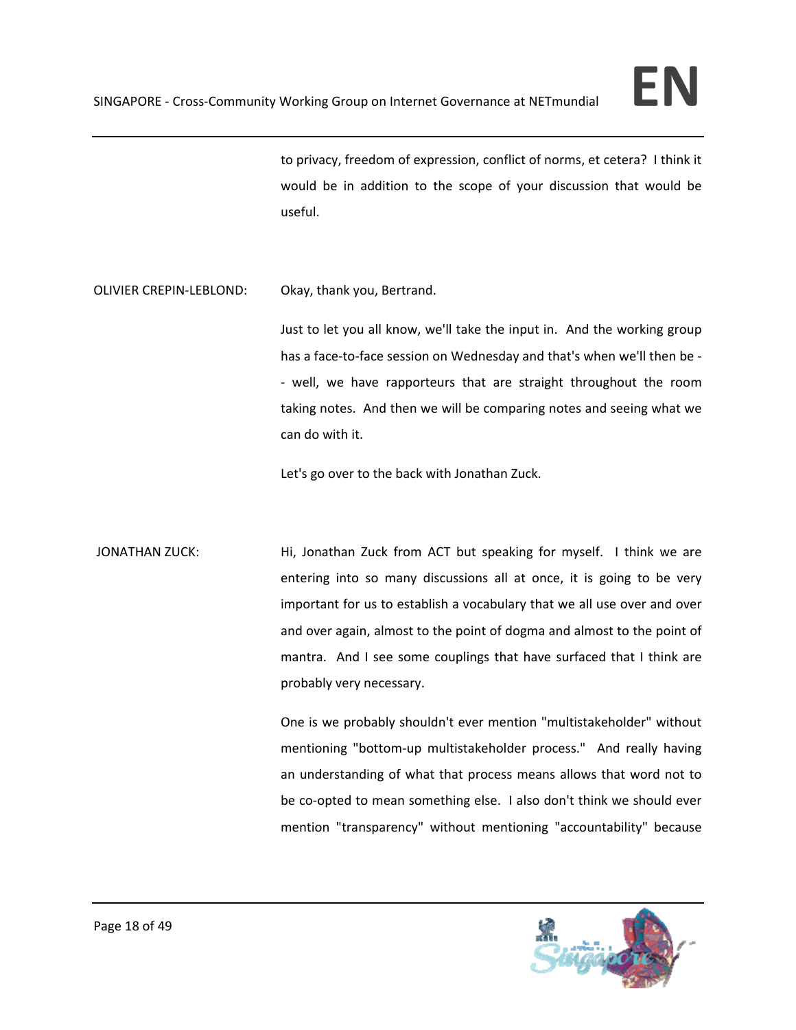to privacy, freedom of expression, conflict of norms, et cetera? I think it would be in addition to the scope of your discussion that would be useful.

OLIVIER CREPIN-LEBLOND: Okay, thank you, Bertrand.

Just to let you all know, we'll take the input in. And the working group has a face-to-face session on Wednesday and that's when we'll then be -- well, we have rapporteurs that are straight throughout the room taking notes. And then we will be comparing notes and seeing what we can do with it.

Let's go over to the back with Jonathan Zuck.

JONATHAN ZUCK: Hi, Jonathan Zuck from ACT but speaking for myself. I think we are entering into so many discussions all at once, it is going to be very important for us to establish a vocabulary that we all use over and over and over again, almost to the point of dogma and almost to the point of mantra. And I see some couplings that have surfaced that I think are probably very necessary.

One is we probably shouldn't ever mention "multistakeholder" without mentioning "bottom-up multistakeholder process." And really having an understanding of what that process means allows that word not to be co-opted to mean something else. I also don't think we should ever mention "transparency" without mentioning "accountability" because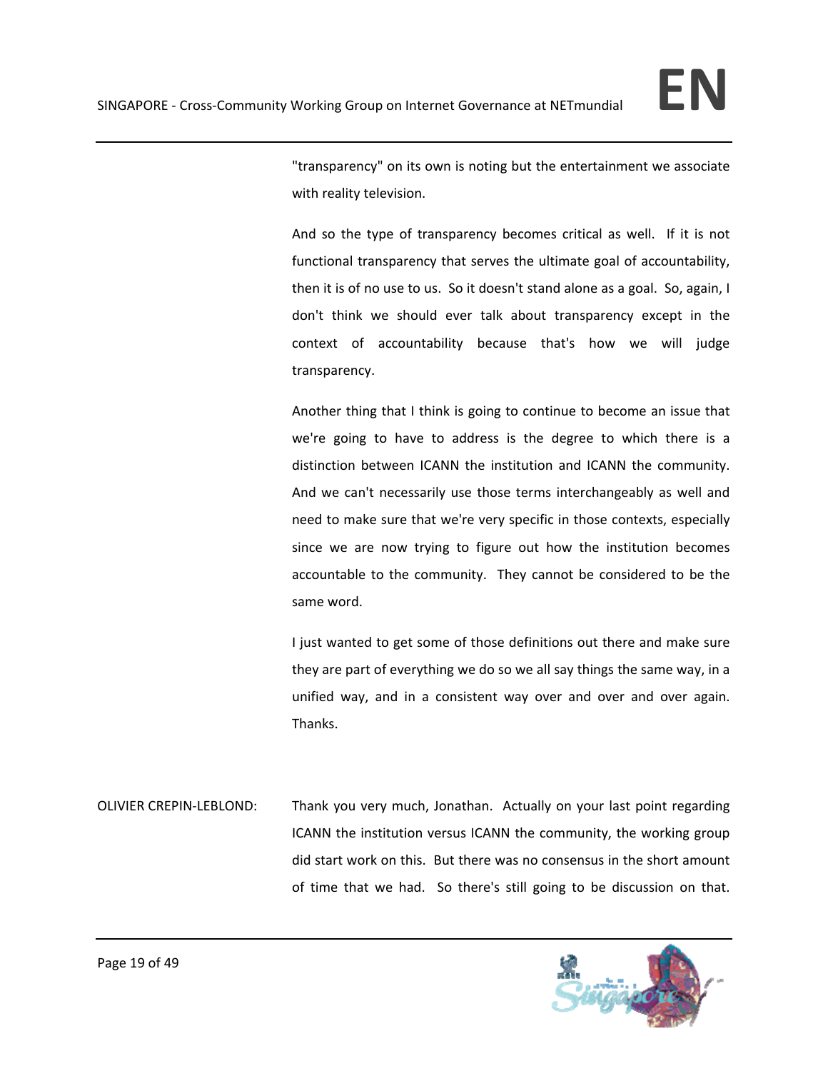"transparency" on its own is noting but the entertainment we associate with reality television.

And so the type of transparency becomes critical as well. If it is not functional transparency that serves the ultimate goal of accountability, then it is of no use to us. So it doesn't stand alone as a goal. So, again, I don't think we should ever talk about transparency except in the context of accountability because that's how we will judge transparency.

Another thing that I think is going to continue to become an issue that we're going to have to address is the degree to which there is a distinction between ICANN the institution and ICANN the community. And we can't necessarily use those terms interchangeably as well and need to make sure that we're very specific in those contexts, especially since we are now trying to figure out how the institution becomes accountable to the community. They cannot be considered to be the same word.

I just wanted to get some of those definitions out there and make sure they are part of everything we do so we all say things the same way, in a unified way, and in a consistent way over and over and over again. Thanks.

OLIVIER CREPIN-LEBLOND: Thank you very much, Jonathan. Actually on your last point regarding ICANN the institution versus ICANN the community, the working group did start work on this. But there was no consensus in the short amount of time that we had. So there's still going to be discussion on that.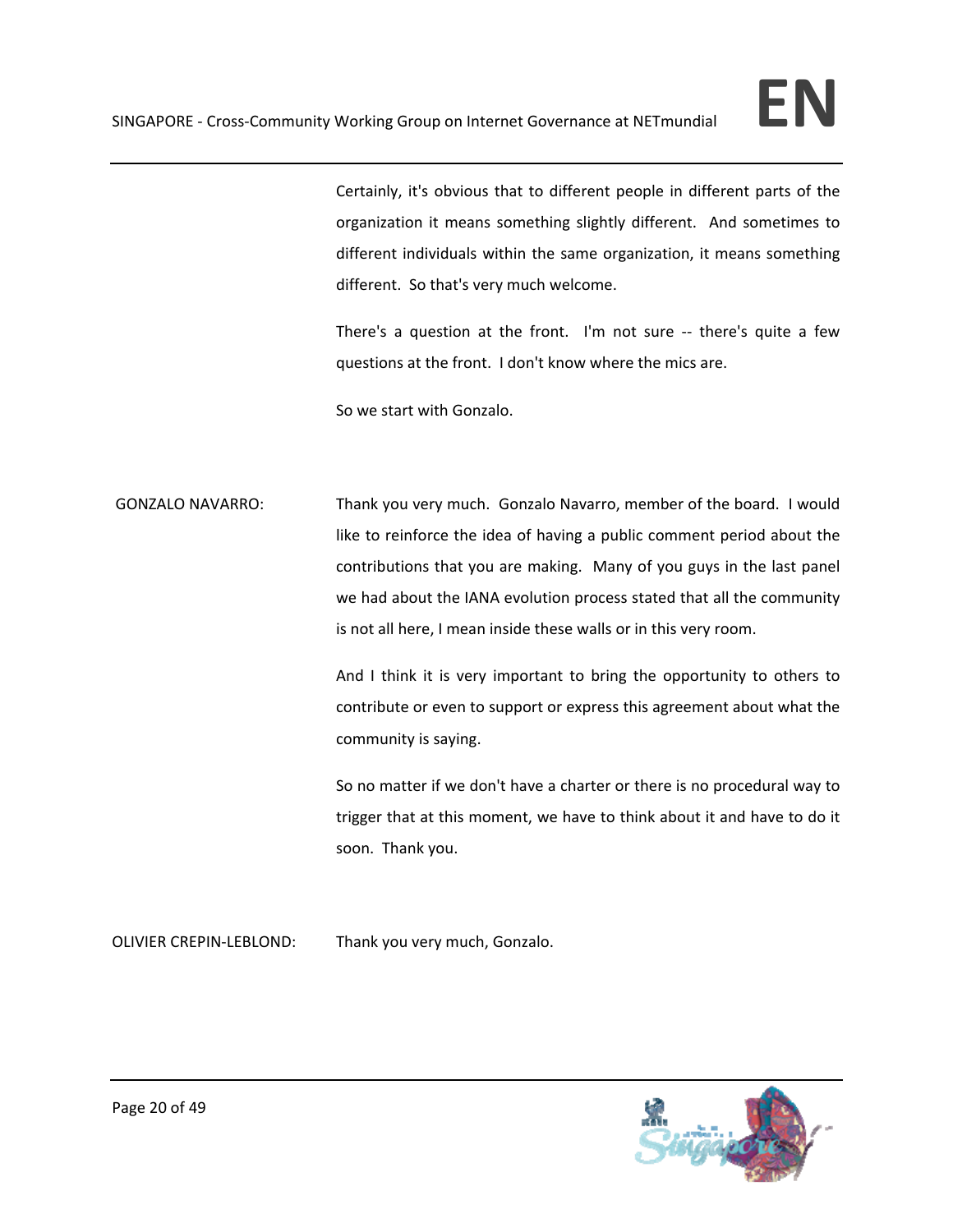Certainly, it's obvious that to different people in different parts of the organization it means something slightly different. And sometimes to different individuals within the same organization, it means something different. So that's very much welcome.

There's a question at the front. I'm not sure -- there's quite a few questions at the front. I don't know where the mics are.

So we start with Gonzalo.

GONZALO NAVARRO: Thank you very much. Gonzalo Navarro, member of the board. I would like to reinforce the idea of having a public comment period about the contributions that you are making. Many of you guys in the last panel we had about the IANA evolution process stated that all the community is not all here, I mean inside these walls or in this very room.

And I think it is very important to bring the opportunity to others to contribute or even to support or express this agreement about what the community is saying.

So no matter if we don't have a charter or there is no procedural way to trigger that at this moment, we have to think about it and have to do it soon. Thank you.

OLIVIER CREPIN-LEBLOND: Thank you very much, Gonzalo.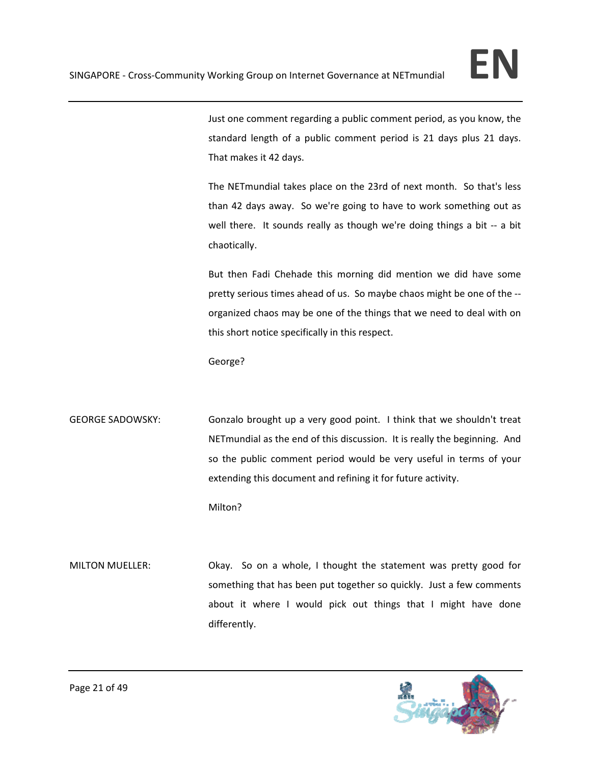Just one comment regarding a public comment period, as you know, the standard length of a public comment period is 21 days plus 21 days. That makes it 42 days.

The NETmundial takes place on the 23rd of next month. So that's less than 42 days away. So we're going to have to work something out as well there. It sounds really as though we're doing things a bit -- a bit chaotically.

But then Fadi Chehade this morning did mention we did have some pretty serious times ahead of us. So maybe chaos might be one of the -- organized chaos may be one of the things that we need to deal with on this short notice specifically in this respect.

George?

GEORGE SADOWSKY: Gonzalo brought up a very good point. I think that we shouldn't treat NETmundial as the end of this discussion. It is really the beginning. And so the public comment period would be very useful in terms of your extending this document and refining it for future activity.

Milton?

MILTON MUELLER: Okay. So on a whole, I thought the statement was pretty good for something that has been put together so quickly. Just a few comments about it where I would pick out things that I might have done differently.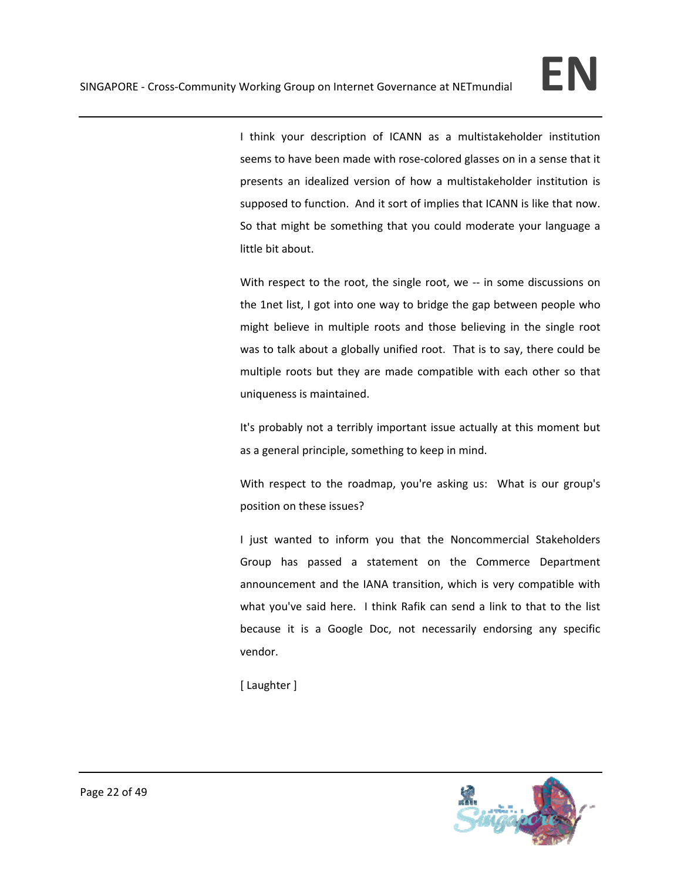I think your description of ICANN as a multistakeholder institution seems to have been made with rose-colored glasses on in a sense that it presents an idealized version of how a multistakeholder institution is supposed to function. And it sort of implies that ICANN is like that now. So that might be something that you could moderate your language a little bit about.

With respect to the root, the single root, we -- in some discussions on the 1net list, I got into one way to bridge the gap between people who might believe in multiple roots and those believing in the single root was to talk about a globally unified root. That is to say, there could be multiple roots but they are made compatible with each other so that uniqueness is maintained.

It's probably not a terribly important issue actually at this moment but as a general principle, something to keep in mind.

With respect to the roadmap, you're asking us: What is our group's position on these issues?

I just wanted to inform you that the Noncommercial Stakeholders Group has passed a statement on the Commerce Department announcement and the IANA transition, which is very compatible with what you've said here. I think Rafik can send a link to that to the list because it is a Google Doc, not necessarily endorsing any specific vendor.

[ Laughter ]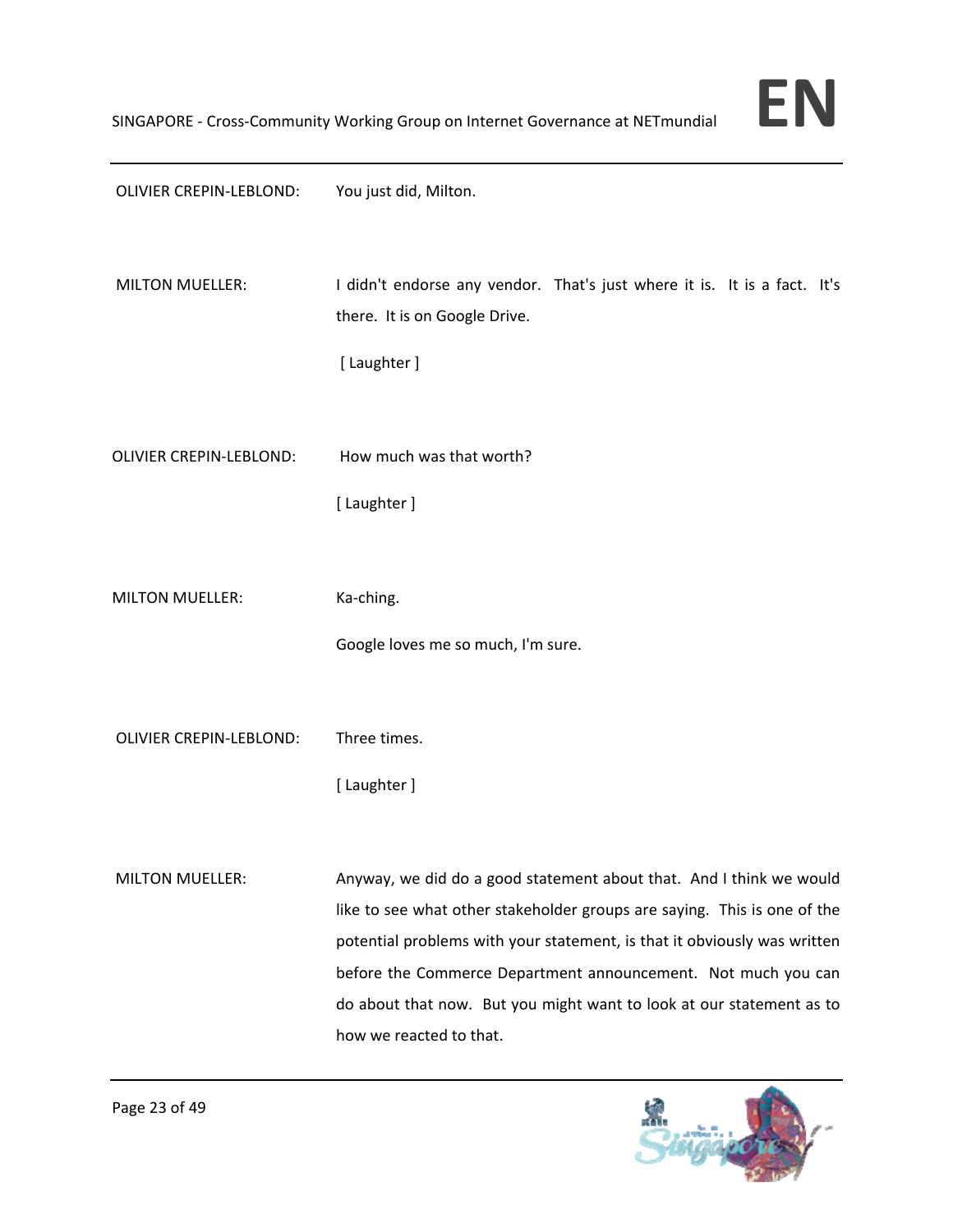OLIVIER CREPIN-LEBLOND: You just did, Milton.

MILTON MUELLER: I didn't endorse any vendor. That's just where it is. It is a fact. It's there. It is on Google Drive.

[ Laughter ]

OLIVIER CREPIN-LEBLOND: How much was that worth?

[ Laughter ]

MILTON MUELLER: Ka-ching.

Google loves me so much, I'm sure.

OLIVIER CREPIN-LEBLOND: Three times.

[ Laughter ]

MILTON MUELLER: Anyway, we did do a good statement about that. And I think we would like to see what other stakeholder groups are saying. This is one of the potential problems with your statement, is that it obviously was written before the Commerce Department announcement. Not much you can do about that now. But you might want to look at our statement as to how we reacted to that.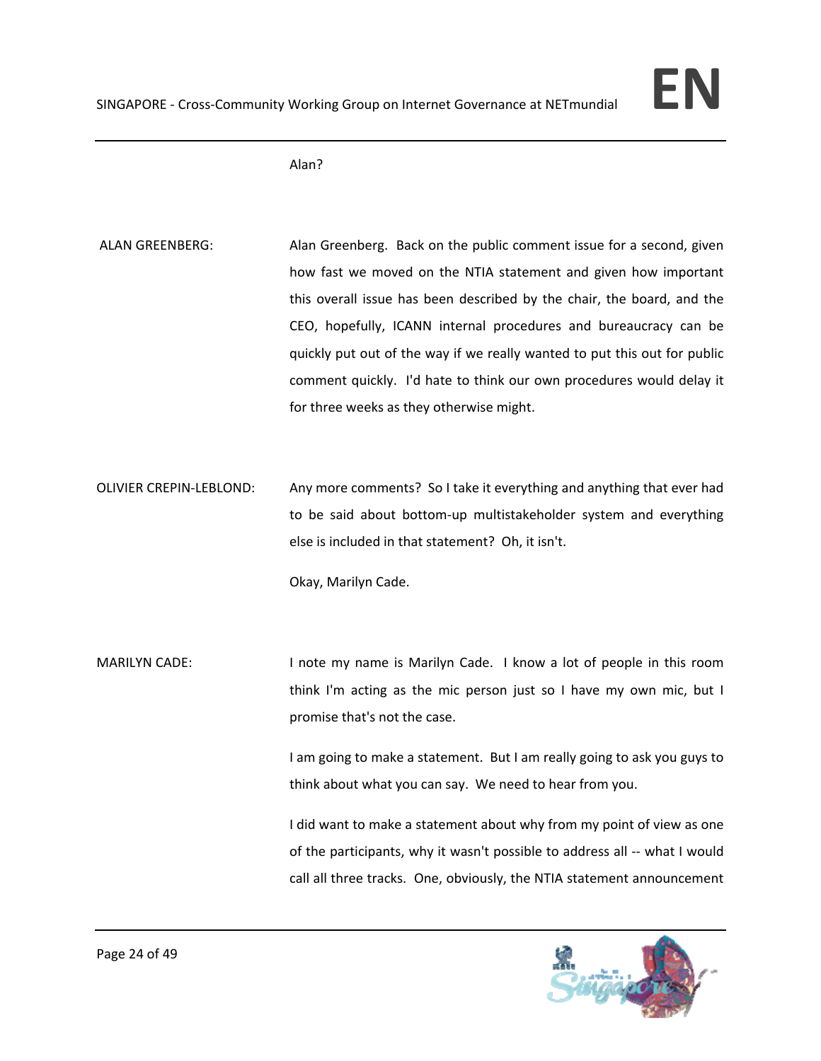Alan?

ALAN GREENBERG: Alan Greenberg. Back on the public comment issue for a second, given how fast we moved on the NTIA statement and given how important this overall issue has been described by the chair, the board, and the CEO, hopefully, ICANN internal procedures and bureaucracy can be quickly put out of the way if we really wanted to put this out for public comment quickly. I'd hate to think our own procedures would delay it for three weeks as they otherwise might.

OLIVIER CREPIN-LEBLOND: Any more comments? So I take it everything and anything that ever had to be said about bottom-up multistakeholder system and everything else is included in that statement? Oh, it isn't.

Okay, Marilyn Cade.

MARILYN CADE: I note my name is Marilyn Cade. I know a lot of people in this room think I'm acting as the mic person just so I have my own mic, but I promise that's not the case.

I am going to make a statement. But I am really going to ask you guys to think about what you can say. We need to hear from you.

I did want to make a statement about why from my point of view as one of the participants, why it wasn't possible to address all -- what I would call all three tracks. One, obviously, the NTIA statement announcement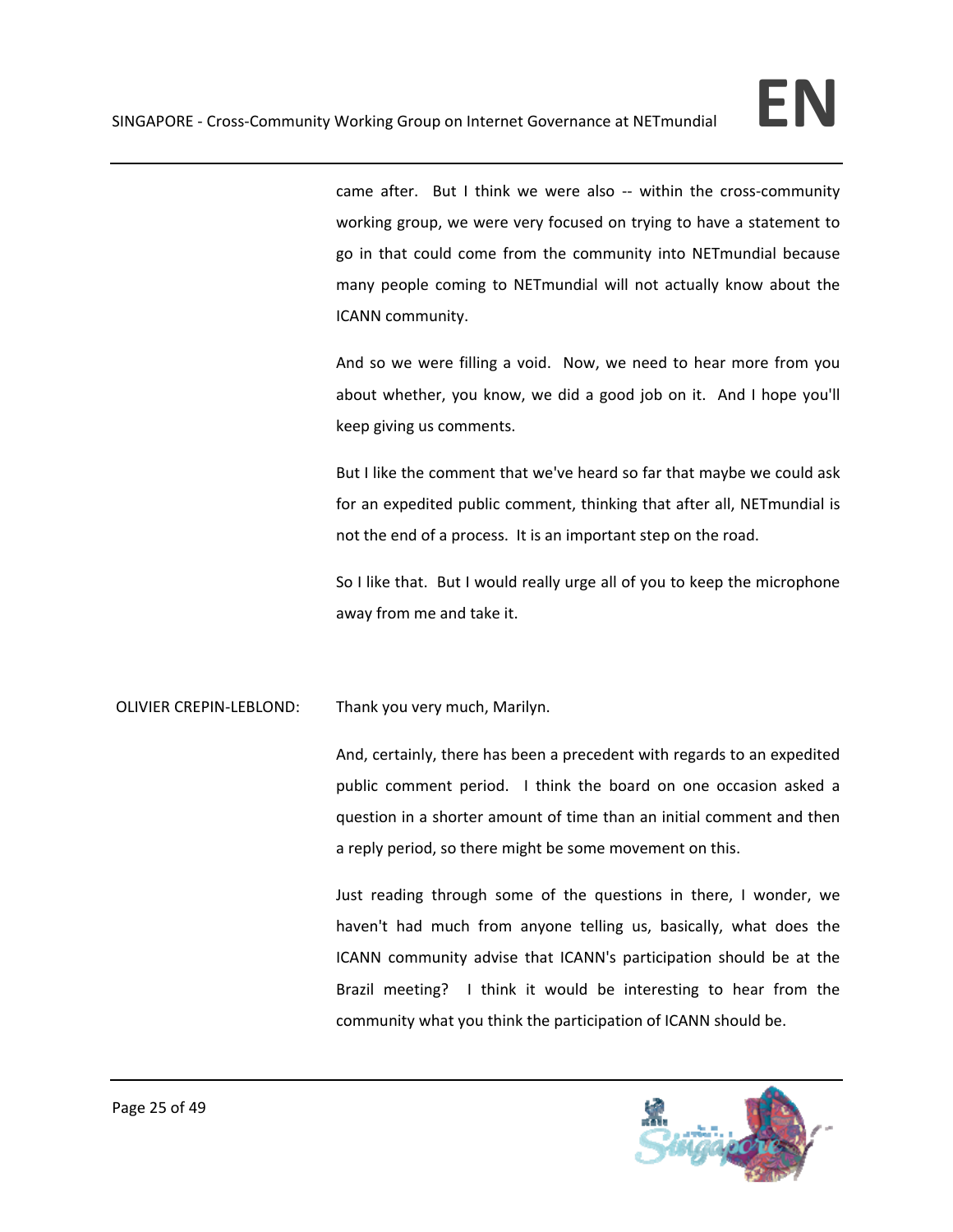came after. But I think we were also -- within the cross-community working group, we were very focused on trying to have a statement to go in that could come from the community into NETmundial because many people coming to NETmundial will not actually know about the ICANN community.

And so we were filling a void. Now, we need to hear more from you about whether, you know, we did a good job on it. And I hope you'll keep giving us comments.

But I like the comment that we've heard so far that maybe we could ask for an expedited public comment, thinking that after all, NETmundial is not the end of a process. It is an important step on the road.

So I like that. But I would really urge all of you to keep the microphone away from me and take it.

OLIVIER CREPIN-LEBLOND: Thank you very much, Marilyn.

And, certainly, there has been a precedent with regards to an expedited public comment period. I think the board on one occasion asked a question in a shorter amount of time than an initial comment and then a reply period, so there might be some movement on this.

Just reading through some of the questions in there, I wonder, we haven't had much from anyone telling us, basically, what does the ICANN community advise that ICANN's participation should be at the Brazil meeting? I think it would be interesting to hear from the community what you think the participation of ICANN should be.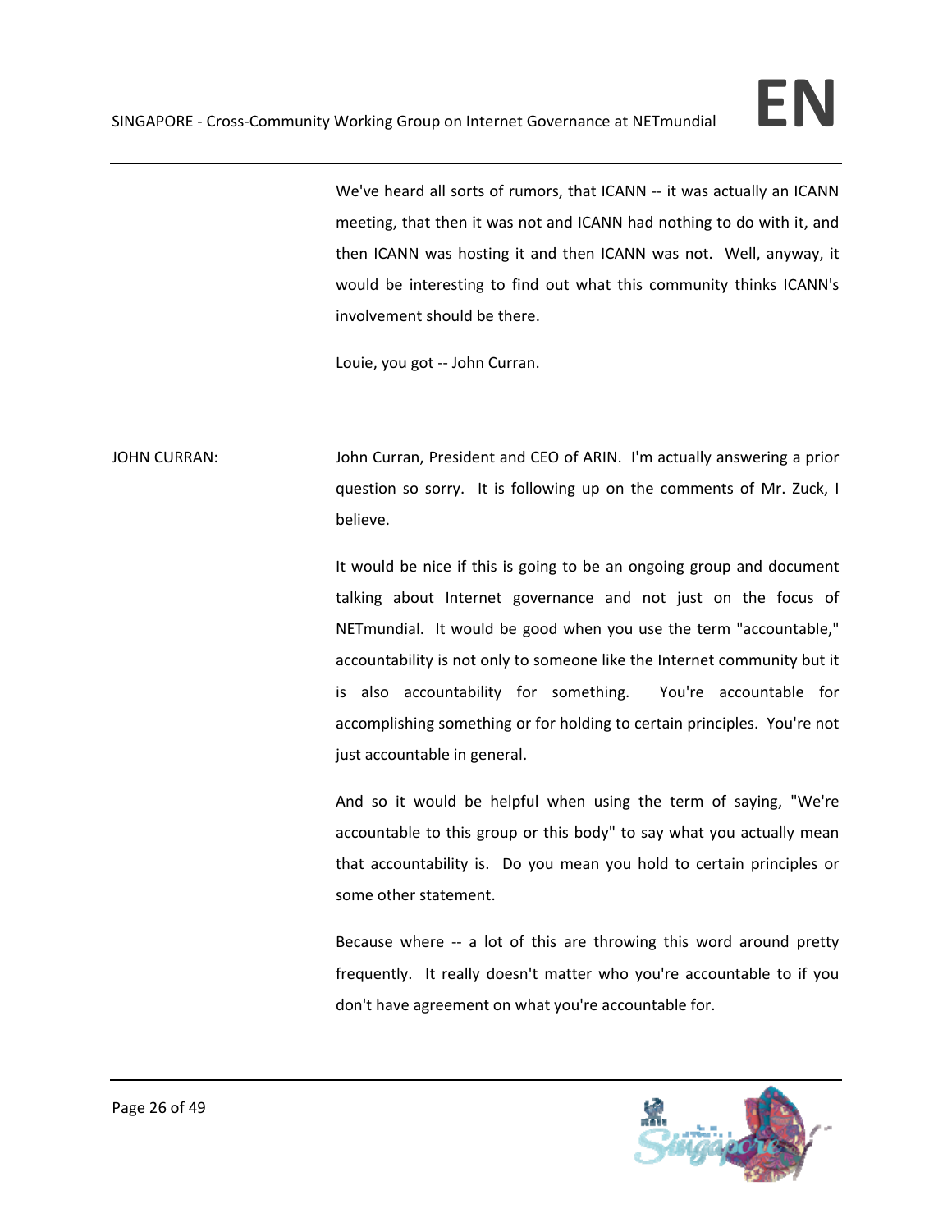We've heard all sorts of rumors, that ICANN -- it was actually an ICANN meeting, that then it was not and ICANN had nothing to do with it, and then ICANN was hosting it and then ICANN was not. Well, anyway, it would be interesting to find out what this community thinks ICANN's involvement should be there.

Louie, you got -- John Curran.

JOHN CURRAN: John Curran, President and CEO of ARIN. I'm actually answering a prior question so sorry. It is following up on the comments of Mr. Zuck, I believe.

It would be nice if this is going to be an ongoing group and document talking about Internet governance and not just on the focus of NETmundial. It would be good when you use the term "accountable," accountability is not only to someone like the Internet community but it is also accountability for something. You're accountable for accomplishing something or for holding to certain principles. You're not just accountable in general.

And so it would be helpful when using the term of saying, "We're accountable to this group or this body" to say what you actually mean that accountability is. Do you mean you hold to certain principles or some other statement.

Because where -- a lot of this are throwing this word around pretty frequently. It really doesn't matter who you're accountable to if you don't have agreement on what you're accountable for.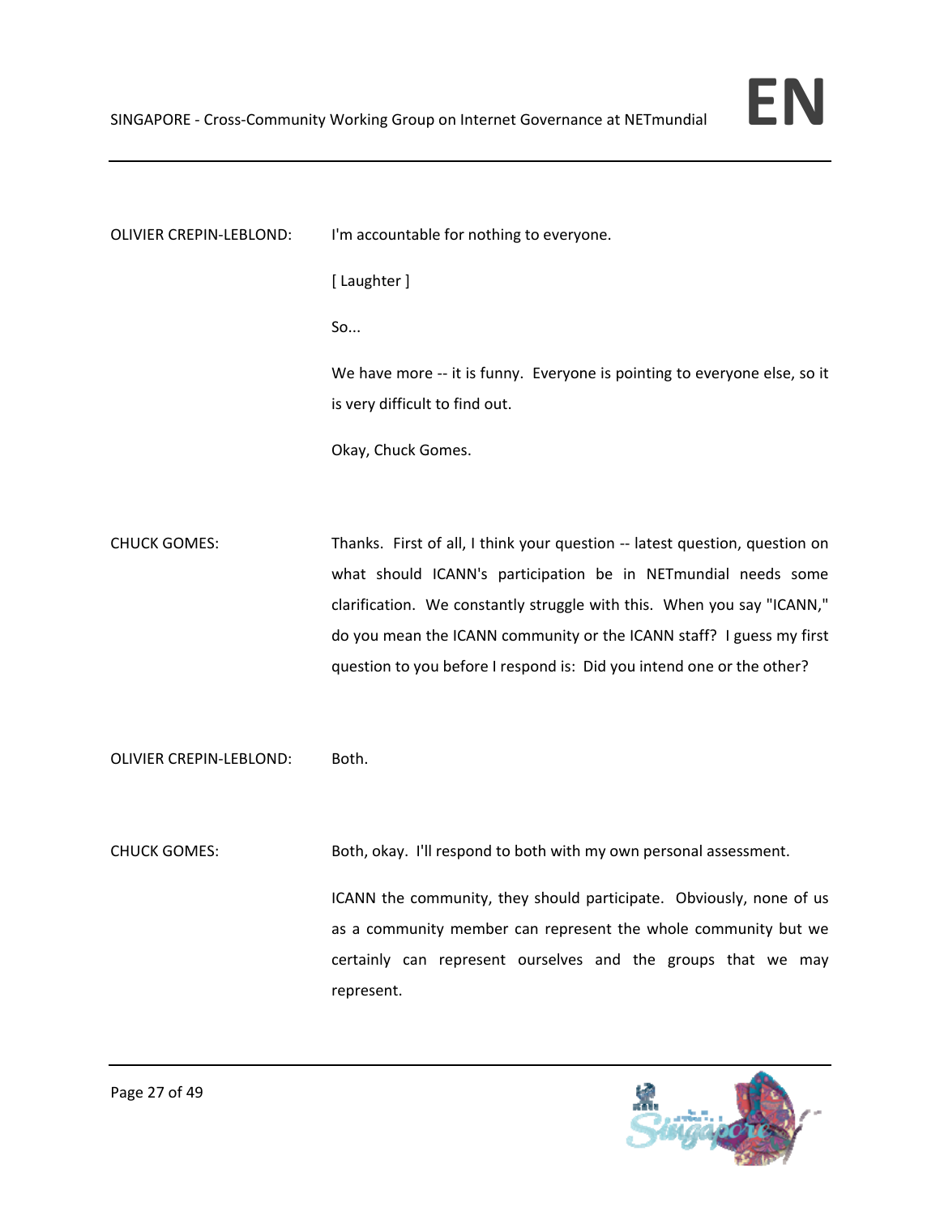OLIVIER CREPIN-LEBLOND: I'm accountable for nothing to everyone.

[ Laughter ]

So...

We have more -- it is funny. Everyone is pointing to everyone else, so it is very difficult to find out.

Okay, Chuck Gomes.

CHUCK GOMES: Thanks. First of all, I think your question -- latest question, question on what should ICANN's participation be in NETmundial needs some clarification. We constantly struggle with this. When you say "ICANN," do you mean the ICANN community or the ICANN staff? I guess my first question to you before I respond is: Did you intend one or the other?

OLIVIER CREPIN-LEBLOND: Both.

CHUCK GOMES: Both, okay. I'll respond to both with my own personal assessment.

ICANN the community, they should participate. Obviously, none of us as a community member can represent the whole community but we certainly can represent ourselves and the groups that we may represent.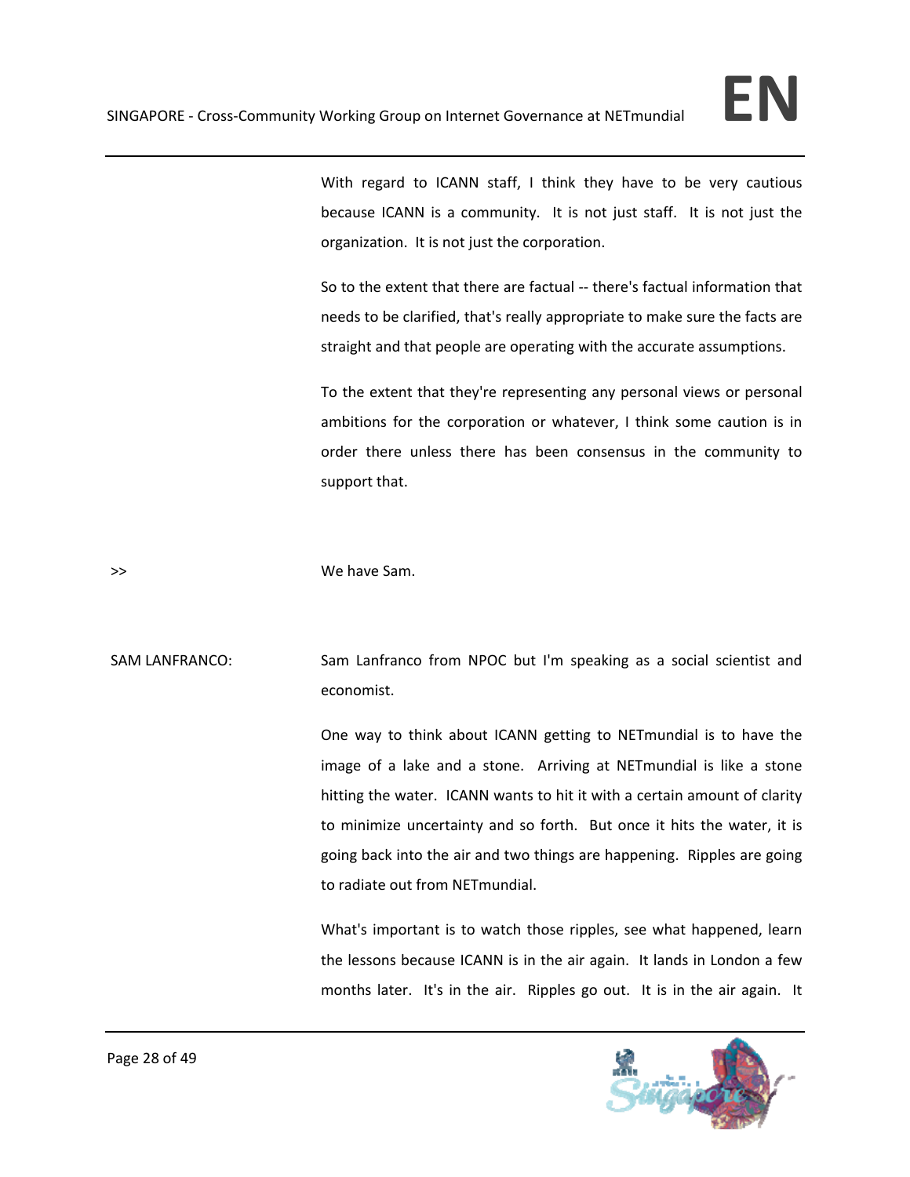With regard to ICANN staff, I think they have to be very cautious because ICANN is a community. It is not just staff. It is not just the organization. It is not just the corporation.

So to the extent that there are factual -- there's factual information that needs to be clarified, that's really appropriate to make sure the facts are straight and that people are operating with the accurate assumptions.

To the extent that they're representing any personal views or personal ambitions for the corporation or whatever, I think some caution is in order there unless there has been consensus in the community to support that.

>> We have Sam.

SAM LANFRANCO: Sam Lanfranco from NPOC but I'm speaking as a social scientist and economist.

One way to think about ICANN getting to NETmundial is to have the image of a lake and a stone. Arriving at NETmundial is like a stone hitting the water. ICANN wants to hit it with a certain amount of clarity to minimize uncertainty and so forth. But once it hits the water, it is going back into the air and two things are happening. Ripples are going to radiate out from NETmundial.

What's important is to watch those ripples, see what happened, learn the lessons because ICANN is in the air again. It lands in London a few months later. It's in the air. Ripples go out. It is in the air again. It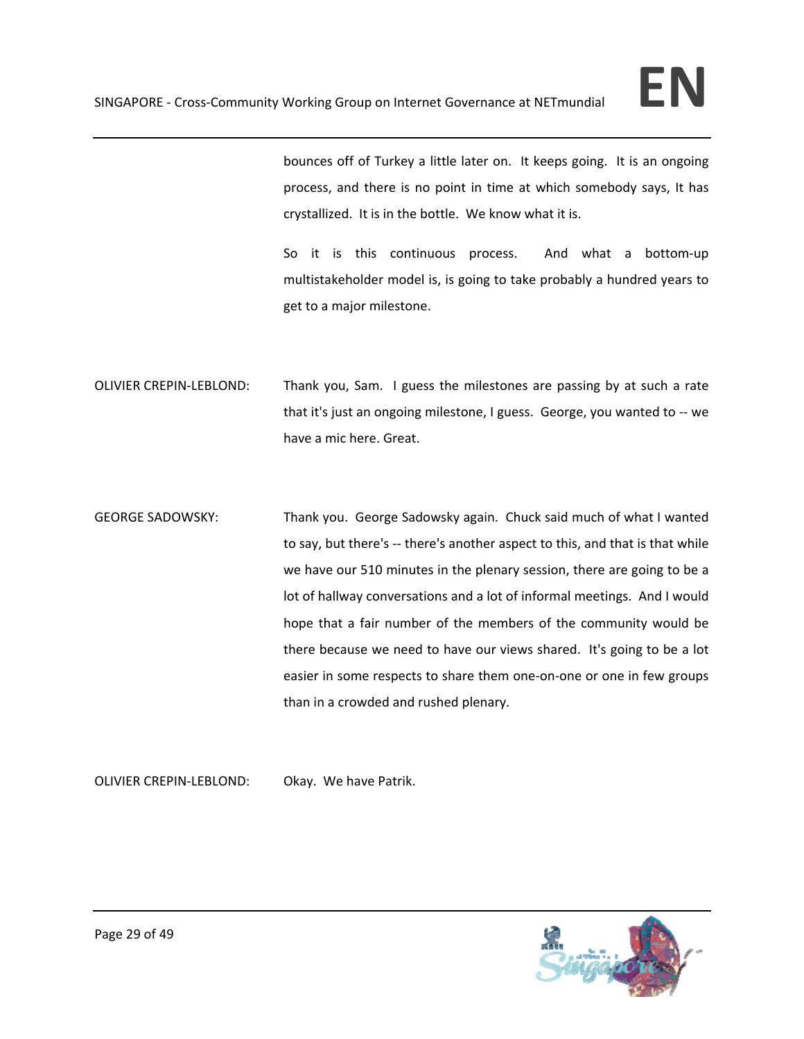bounces off of Turkey a little later on. It keeps going. It is an ongoing process, and there is no point in time at which somebody says, It has crystallized. It is in the bottle. We know what it is.

So it is this continuous process. And what a bottom-up multistakeholder model is, is going to take probably a hundred years to get to a major milestone.

OLIVIER CREPIN-LEBLOND: Thank you, Sam. I guess the milestones are passing by at such a rate that it's just an ongoing milestone, I guess. George, you wanted to -- we have a mic here. Great.

GEORGE SADOWSKY: Thank you. George Sadowsky again. Chuck said much of what I wanted to say, but there's -- there's another aspect to this, and that is that while we have our 510 minutes in the plenary session, there are going to be a lot of hallway conversations and a lot of informal meetings. And I would hope that a fair number of the members of the community would be there because we need to have our views shared. It's going to be a lot easier in some respects to share them one-on-one or one in few groups than in a crowded and rushed plenary.

OLIVIER CREPIN-LEBLOND: Okay. We have Patrik.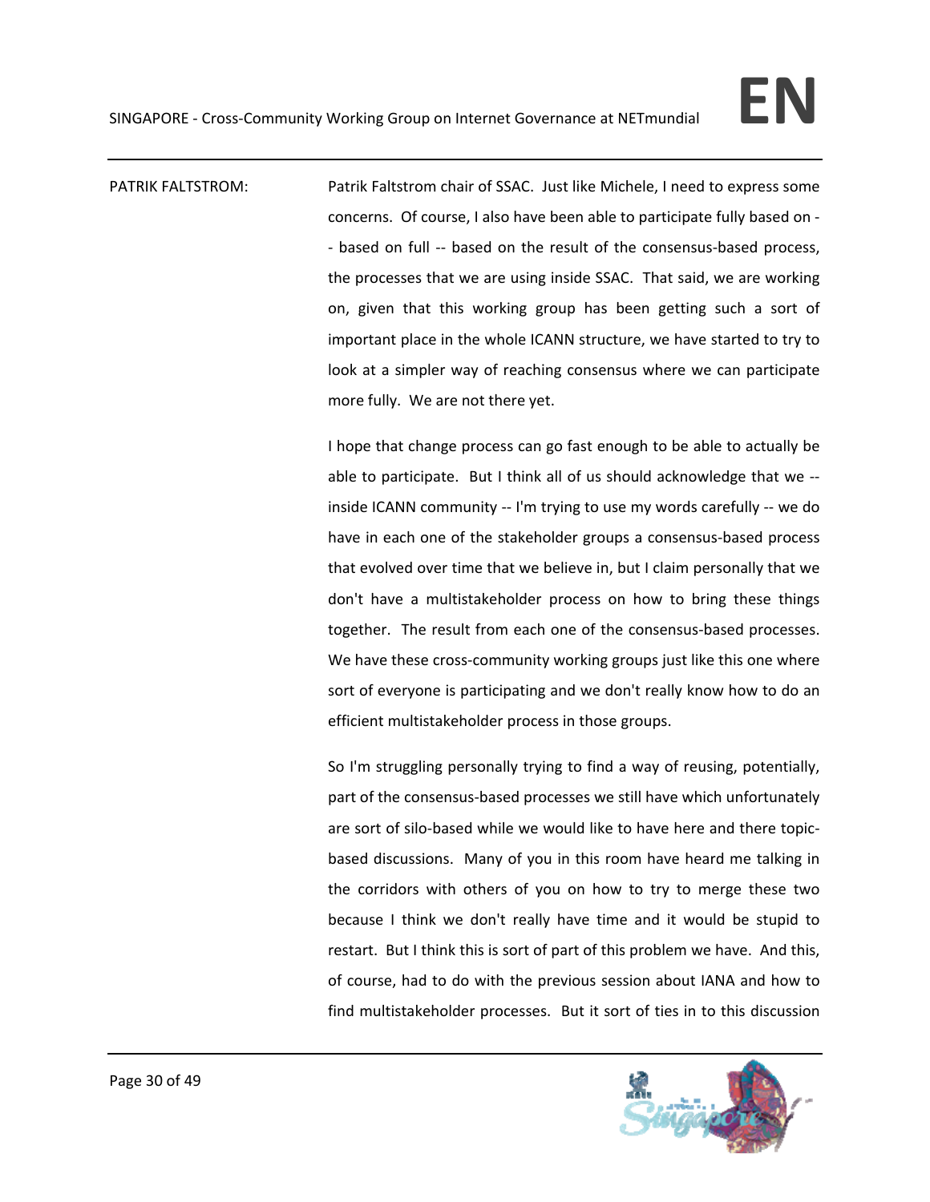PATRIK FALTSTROM: Patrik Faltstrom chair of SSAC. Just like Michele, I need to express some concerns. Of course, I also have been able to participate fully based on -- based on full -- based on the result of the consensus-based process, the processes that we are using inside SSAC. That said, we are working on, given that this working group has been getting such a sort of important place in the whole ICANN structure, we have started to try to look at a simpler way of reaching consensus where we can participate more fully. We are not there yet.

I hope that change process can go fast enough to be able to actually be able to participate. But I think all of us should acknowledge that we -- inside ICANN community -- I'm trying to use my words carefully -- we do have in each one of the stakeholder groups a consensus-based process that evolved over time that we believe in, but I claim personally that we don't have a multistakeholder process on how to bring these things together. The result from each one of the consensus-based processes. We have these cross-community working groups just like this one where sort of everyone is participating and we don't really know how to do an efficient multistakeholder process in those groups.

So I'm struggling personally trying to find a way of reusing, potentially, part of the consensus-based processes we still have which unfortunately are sort of silo-based while we would like to have here and there topic-based discussions. Many of you in this room have heard me talking in the corridors with others of you on how to try to merge these two because I think we don't really have time and it would be stupid to restart. But I think this is sort of part of this problem we have. And this, of course, had to do with the previous session about IANA and how to find multistakeholder processes. But it sort of ties in to this discussion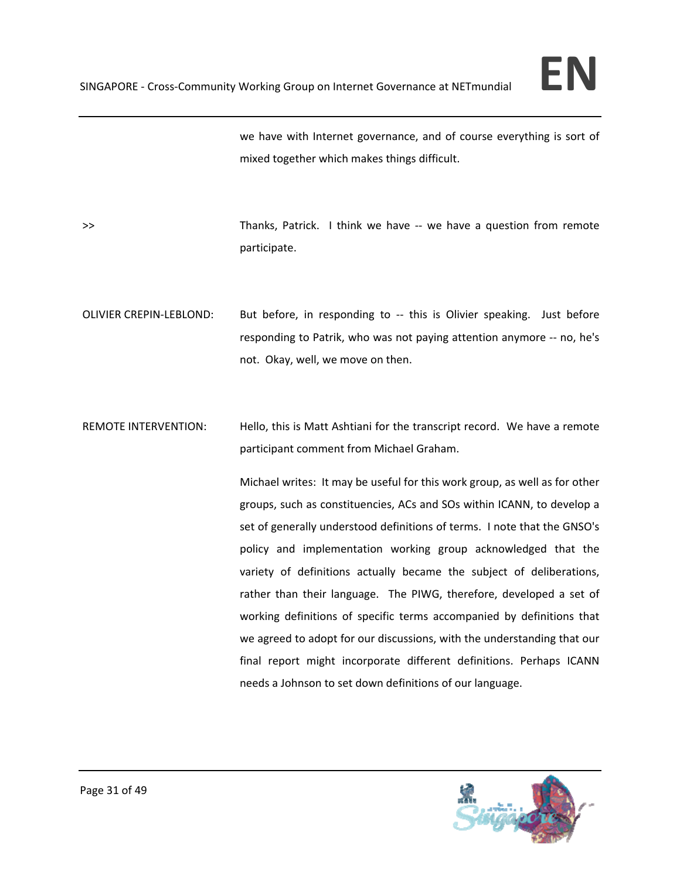we have with Internet governance, and of course everything is sort of mixed together which makes things difficult.

>> Thanks, Patrick. I think we have -- we have a question from remote participate.

OLIVIER CREPIN-LEBLOND: But before, in responding to -- this is Olivier speaking. Just before responding to Patrik, who was not paying attention anymore -- no, he's not. Okay, well, we move on then.

REMOTE INTERVENTION: Hello, this is Matt Ashtiani for the transcript record. We have a remote participant comment from Michael Graham.

Michael writes: It may be useful for this work group, as well as for other groups, such as constituencies, ACs and SOs within ICANN, to develop a set of generally understood definitions of terms. I note that the GNSO's policy and implementation working group acknowledged that the variety of definitions actually became the subject of deliberations, rather than their language. The PIWG, therefore, developed a set of working definitions of specific terms accompanied by definitions that we agreed to adopt for our discussions, with the understanding that our final report might incorporate different definitions. Perhaps ICANN needs a Johnson to set down definitions of our language.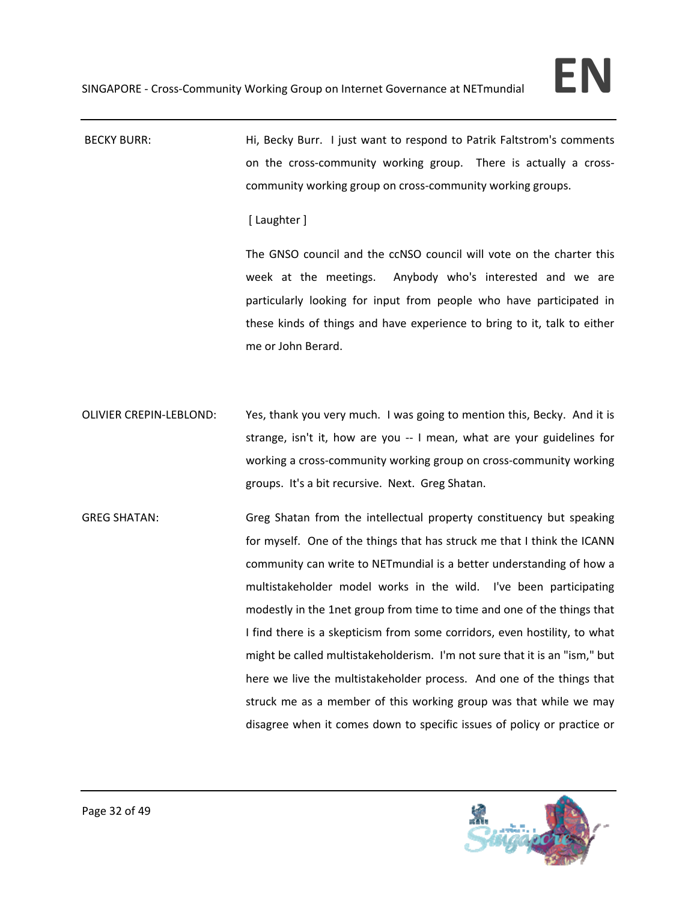BECKY BURR: Hi, Becky Burr. I just want to respond to Patrik Faltstrom's comments on the cross-community working group. There is actually a cross-community working group on cross-community working groups.

[ Laughter ]

The GNSO council and the ccNSO council will vote on the charter this week at the meetings. Anybody who's interested and we are particularly looking for input from people who have participated in these kinds of things and have experience to bring to it, talk to either me or John Berard.

OLIVIER CREPIN-LEBLOND: Yes, thank you very much. I was going to mention this, Becky. And it is strange, isn't it, how are you -- I mean, what are your guidelines for working a cross-community working group on cross-community working groups. It's a bit recursive. Next. Greg Shatan.

GREG SHATAN: Greg Shatan from the intellectual property constituency but speaking for myself. One of the things that has struck me that I think the ICANN community can write to NETmundial is a better understanding of how a multistakeholder model works in the wild. I've been participating modestly in the 1net group from time to time and one of the things that I find there is a skepticism from some corridors, even hostility, to what might be called multistakeholderism. I'm not sure that it is an "ism," but here we live the multistakeholder process. And one of the things that struck me as a member of this working group was that while we may disagree when it comes down to specific issues of policy or practice or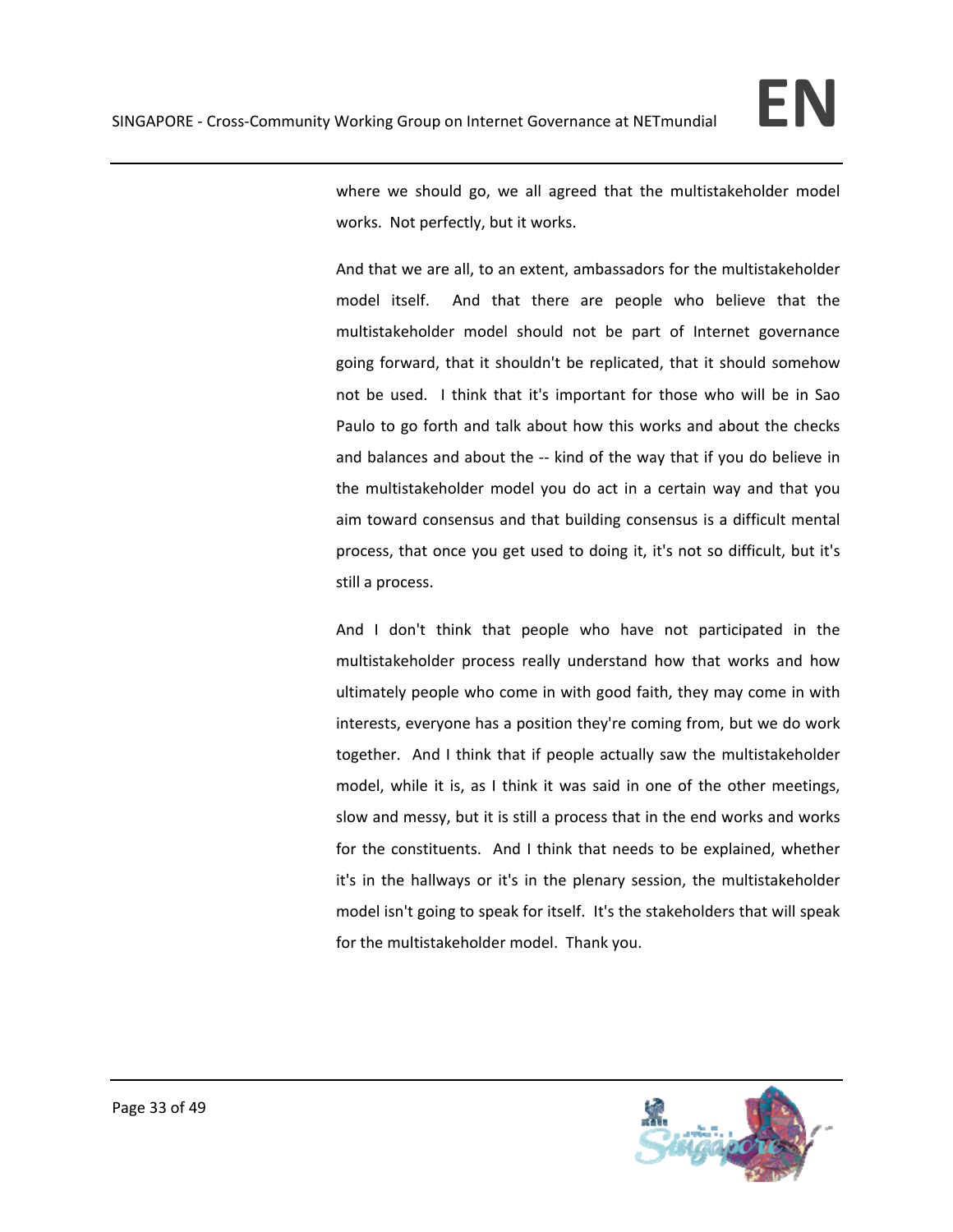where we should go, we all agreed that the multistakeholder model works. Not perfectly, but it works.

And that we are all, to an extent, ambassadors for the multistakeholder model itself. And that there are people who believe that the multistakeholder model should not be part of Internet governance going forward, that it shouldn't be replicated, that it should somehow not be used. I think that it's important for those who will be in Sao Paulo to go forth and talk about how this works and about the checks and balances and about the -- kind of the way that if you do believe in the multistakeholder model you do act in a certain way and that you aim toward consensus and that building consensus is a difficult mental process, that once you get used to doing it, it's not so difficult, but it's still a process.

And I don't think that people who have not participated in the multistakeholder process really understand how that works and how ultimately people who come in with good faith, they may come in with interests, everyone has a position they're coming from, but we do work together. And I think that if people actually saw the multistakeholder model, while it is, as I think it was said in one of the other meetings, slow and messy, but it is still a process that in the end works and works for the constituents. And I think that needs to be explained, whether it's in the hallways or it's in the plenary session, the multistakeholder model isn't going to speak for itself. It's the stakeholders that will speak for the multistakeholder model. Thank you.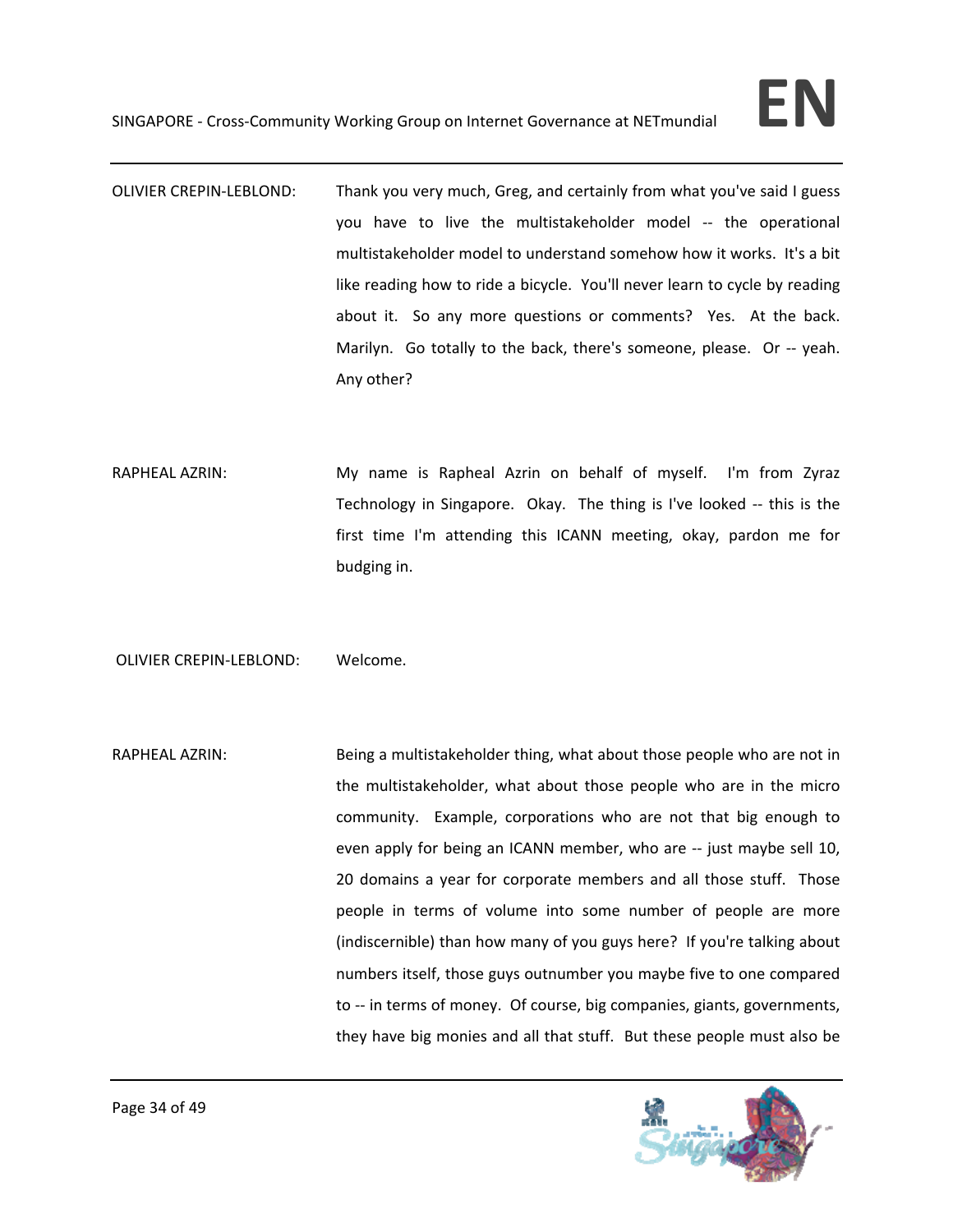OLIVIER CREPIN-LEBLOND: Thank you very much, Greg, and certainly from what you've said I guess you have to live the multistakeholder model -- the operational multistakeholder model to understand somehow how it works. It's a bit like reading how to ride a bicycle. You'll never learn to cycle by reading about it. So any more questions or comments? Yes. At the back. Marilyn. Go totally to the back, there's someone, please. Or -- yeah. Any other?

RAPHEAL AZRIN: My name is Rapheal Azrin on behalf of myself. I'm from Zyraz Technology in Singapore. Okay. The thing is I've looked -- this is the first time I'm attending this ICANN meeting, okay, pardon me for budging in.

OLIVIER CREPIN-LEBLOND: Welcome.

RAPHEAL AZRIN: Being a multistakeholder thing, what about those people who are not in the multistakeholder, what about those people who are in the micro community. Example, corporations who are not that big enough to even apply for being an ICANN member, who are -- just maybe sell 10, 20 domains a year for corporate members and all those stuff. Those people in terms of volume into some number of people are more (indiscernible) than how many of you guys here? If you're talking about numbers itself, those guys outnumber you maybe five to one compared to -- in terms of money. Of course, big companies, giants, governments, they have big monies and all that stuff. But these people must also be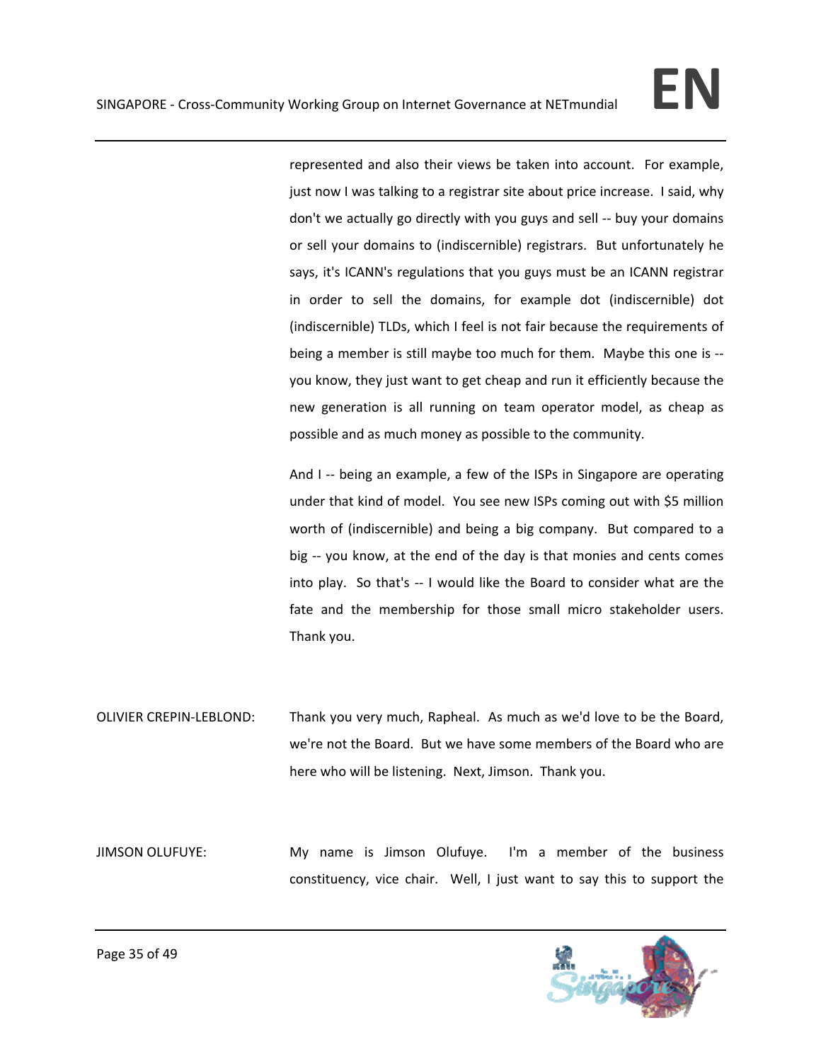represented and also their views be taken into account. For example, just now I was talking to a registrar site about price increase. I said, why don't we actually go directly with you guys and sell -- buy your domains or sell your domains to (indiscernible) registrars. But unfortunately he says, it's ICANN's regulations that you guys must be an ICANN registrar in order to sell the domains, for example dot (indiscernible) dot (indiscernible) TLDs, which I feel is not fair because the requirements of being a member is still maybe too much for them. Maybe this one is -- you know, they just want to get cheap and run it efficiently because the new generation is all running on team operator model, as cheap as possible and as much money as possible to the community.

And I -- being an example, a few of the ISPs in Singapore are operating under that kind of model. You see new ISPs coming out with $5 million worth of (indiscernible) and being a big company. But compared to a big -- you know, at the end of the day is that monies and cents comes into play. So that's -- I would like the Board to consider what are the fate and the membership for those small micro stakeholder users. Thank you.

OLIVIER CREPIN-LEBLOND: Thank you very much, Rapheal. As much as we'd love to be the Board, we're not the Board. But we have some members of the Board who are here who will be listening. Next, Jimson. Thank you.

JIMSON OLUFUYE: My name is Jimson Olufuye. I'm a member of the business constituency, vice chair. Well, I just want to say this to support the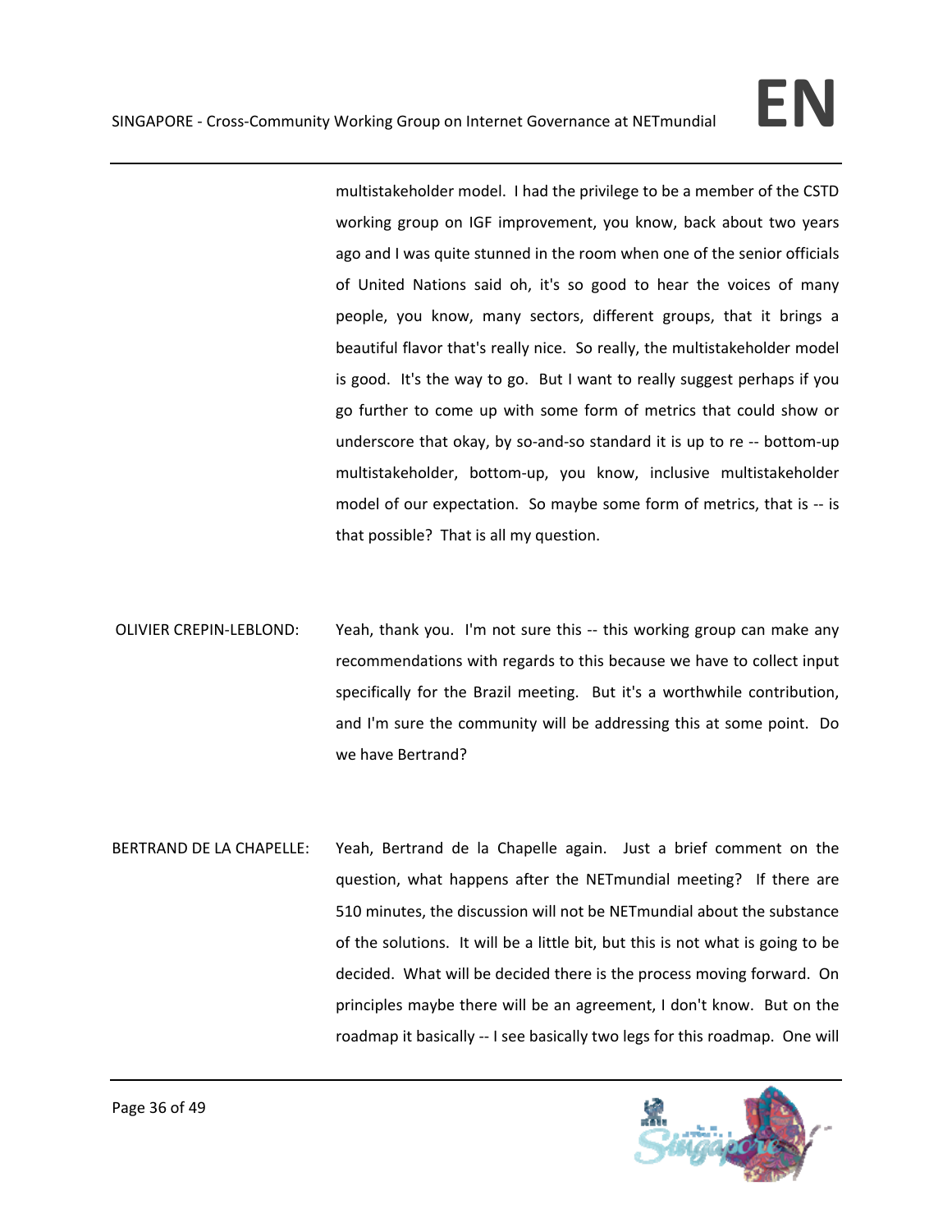multistakeholder model. I had the privilege to be a member of the CSTD working group on IGF improvement, you know, back about two years ago and I was quite stunned in the room when one of the senior officials of United Nations said oh, it's so good to hear the voices of many people, you know, many sectors, different groups, that it brings a beautiful flavor that's really nice. So really, the multistakeholder model is good. It's the way to go. But I want to really suggest perhaps if you go further to come up with some form of metrics that could show or underscore that okay, by so-and-so standard it is up to re -- bottom-up multistakeholder, bottom-up, you know, inclusive multistakeholder model of our expectation. So maybe some form of metrics, that is -- is that possible? That is all my question.

OLIVIER CREPIN-LEBLOND: Yeah, thank you. I'm not sure this -- this working group can make any recommendations with regards to this because we have to collect input specifically for the Brazil meeting. But it's a worthwhile contribution, and I'm sure the community will be addressing this at some point. Do we have Bertrand?

BERTRAND DE LA CHAPELLE: Yeah, Bertrand de la Chapelle again. Just a brief comment on the question, what happens after the NETmundial meeting? If there are 510 minutes, the discussion will not be NETmundial about the substance of the solutions. It will be a little bit, but this is not what is going to be decided. What will be decided there is the process moving forward. On principles maybe there will be an agreement, I don't know. But on the roadmap it basically -- I see basically two legs for this roadmap. One will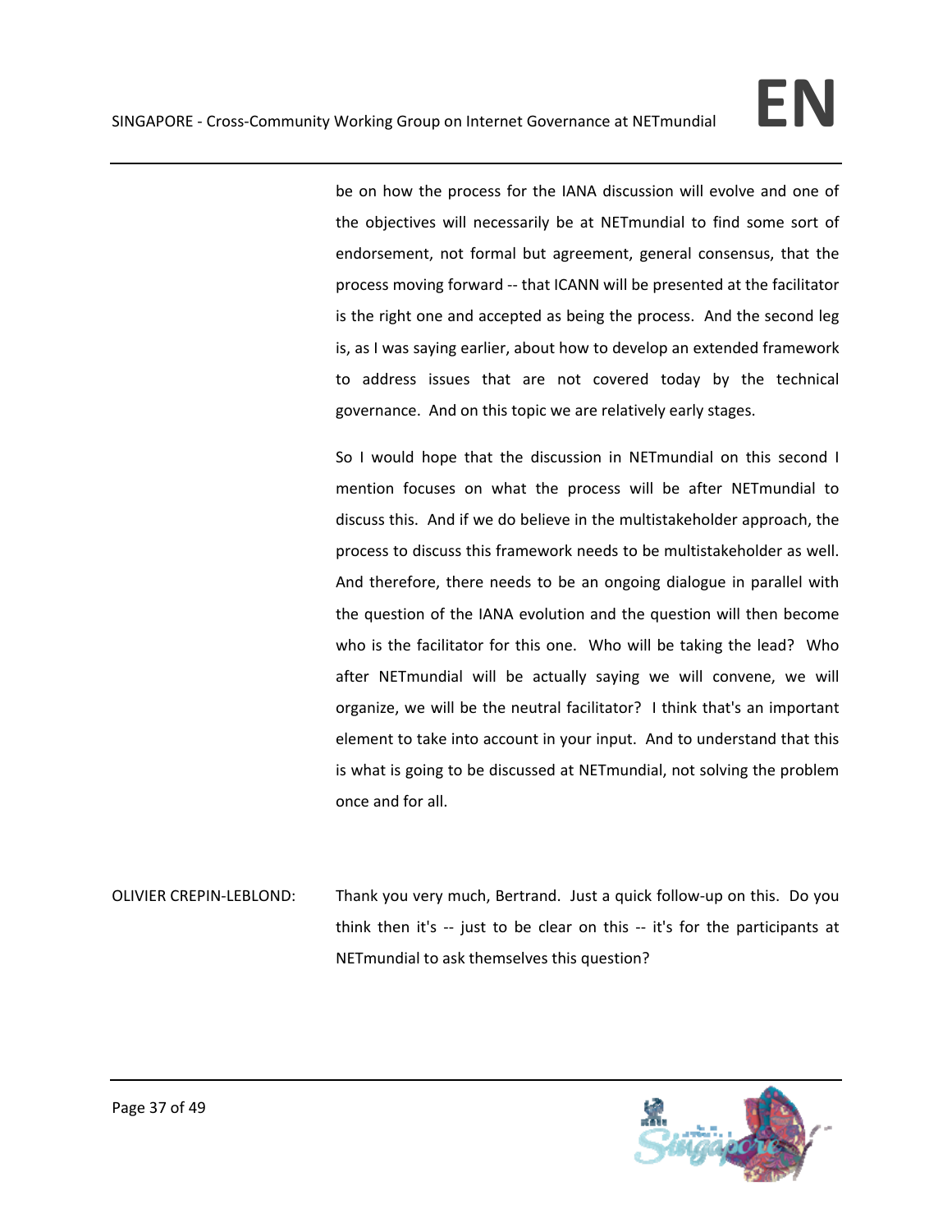be on how the process for the IANA discussion will evolve and one of the objectives will necessarily be at NETmundial to find some sort of endorsement, not formal but agreement, general consensus, that the process moving forward -- that ICANN will be presented at the facilitator is the right one and accepted as being the process. And the second leg is, as I was saying earlier, about how to develop an extended framework to address issues that are not covered today by the technical governance. And on this topic we are relatively early stages.

So I would hope that the discussion in NETmundial on this second I mention focuses on what the process will be after NETmundial to discuss this. And if we do believe in the multistakeholder approach, the process to discuss this framework needs to be multistakeholder as well. And therefore, there needs to be an ongoing dialogue in parallel with the question of the IANA evolution and the question will then become who is the facilitator for this one. Who will be taking the lead? Who after NETmundial will be actually saying we will convene, we will organize, we will be the neutral facilitator? I think that's an important element to take into account in your input. And to understand that this is what is going to be discussed at NETmundial, not solving the problem once and for all.

OLIVIER CREPIN-LEBLOND: Thank you very much, Bertrand. Just a quick follow-up on this. Do you think then it's -- just to be clear on this -- it's for the participants at NETmundial to ask themselves this question?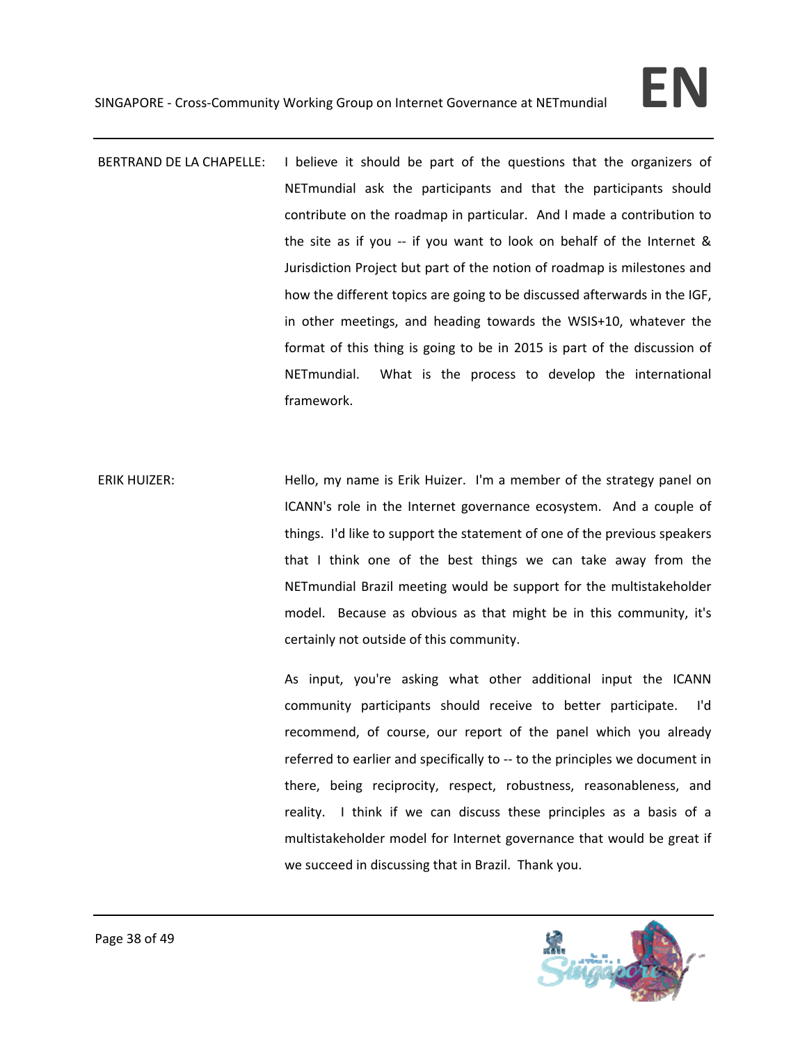BERTRAND DE LA CHAPELLE: I believe it should be part of the questions that the organizers of NETmundial ask the participants and that the participants should contribute on the roadmap in particular. And I made a contribution to the site as if you -- if you want to look on behalf of the Internet & Jurisdiction Project but part of the notion of roadmap is milestones and how the different topics are going to be discussed afterwards in the IGF, in other meetings, and heading towards the WSIS+10, whatever the format of this thing is going to be in 2015 is part of the discussion of NETmundial. What is the process to develop the international framework.

ERIK HUIZER: Hello, my name is Erik Huizer. I'm a member of the strategy panel on ICANN's role in the Internet governance ecosystem. And a couple of things. I'd like to support the statement of one of the previous speakers that I think one of the best things we can take away from the NETmundial Brazil meeting would be support for the multistakeholder model. Because as obvious as that might be in this community, it's certainly not outside of this community.

As input, you're asking what other additional input the ICANN community participants should receive to better participate. I'd recommend, of course, our report of the panel which you already referred to earlier and specifically to -- to the principles we document in there, being reciprocity, respect, robustness, reasonableness, and reality. I think if we can discuss these principles as a basis of a multistakeholder model for Internet governance that would be great if we succeed in discussing that in Brazil. Thank you.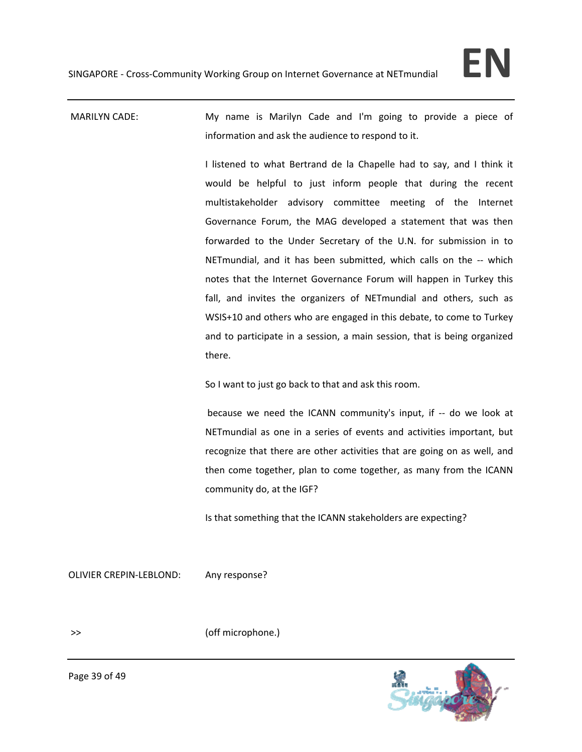MARILYN CADE: My name is Marilyn Cade and I'm going to provide a piece of information and ask the audience to respond to it.

I listened to what Bertrand de la Chapelle had to say, and I think it would be helpful to just inform people that during the recent multistakeholder advisory committee meeting of the Internet Governance Forum, the MAG developed a statement that was then forwarded to the Under Secretary of the U.N. for submission in to NETmundial, and it has been submitted, which calls on the -- which notes that the Internet Governance Forum will happen in Turkey this fall, and invites the organizers of NETmundial and others, such as WSIS+10 and others who are engaged in this debate, to come to Turkey and to participate in a session, a main session, that is being organized there.

So I want to just go back to that and ask this room.

because we need the ICANN community's input, if -- do we look at NETmundial as one in a series of events and activities important, but recognize that there are other activities that are going on as well, and then come together, plan to come together, as many from the ICANN community do, at the IGF?

Is that something that the ICANN stakeholders are expecting?

OLIVIER CREPIN-LEBLOND: Any response?

>> (off microphone.)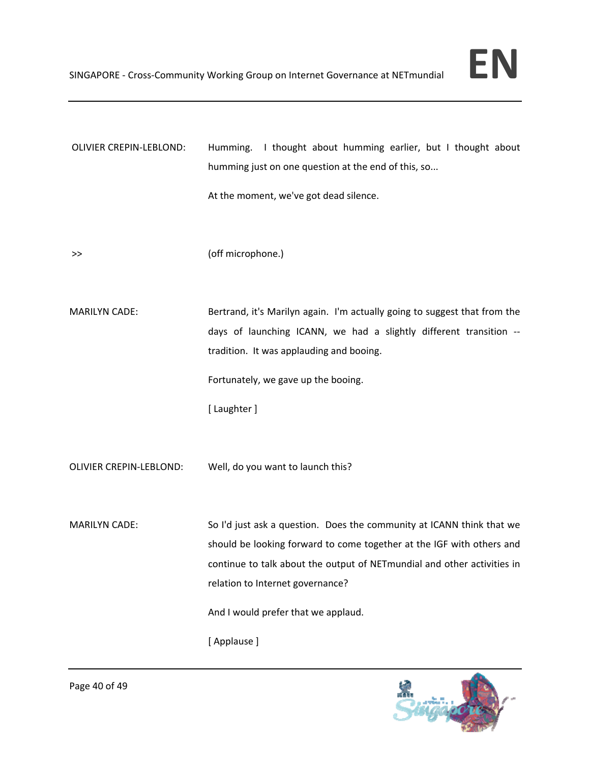OLIVIER CREPIN-LEBLOND: Humming. I thought about humming earlier, but I thought about humming just on one question at the end of this, so...

At the moment, we've got dead silence.

>> (off microphone.)

MARILYN CADE: Bertrand, it's Marilyn again. I'm actually going to suggest that from the days of launching ICANN, we had a slightly different transition -- tradition. It was applauding and booing.

Fortunately, we gave up the booing.

[ Laughter ]

OLIVIER CREPIN-LEBLOND: Well, do you want to launch this?

MARILYN CADE: So I'd just ask a question. Does the community at ICANN think that we should be looking forward to come together at the IGF with others and continue to talk about the output of NETmundial and other activities in relation to Internet governance?

And I would prefer that we applaud.

[ Applause ]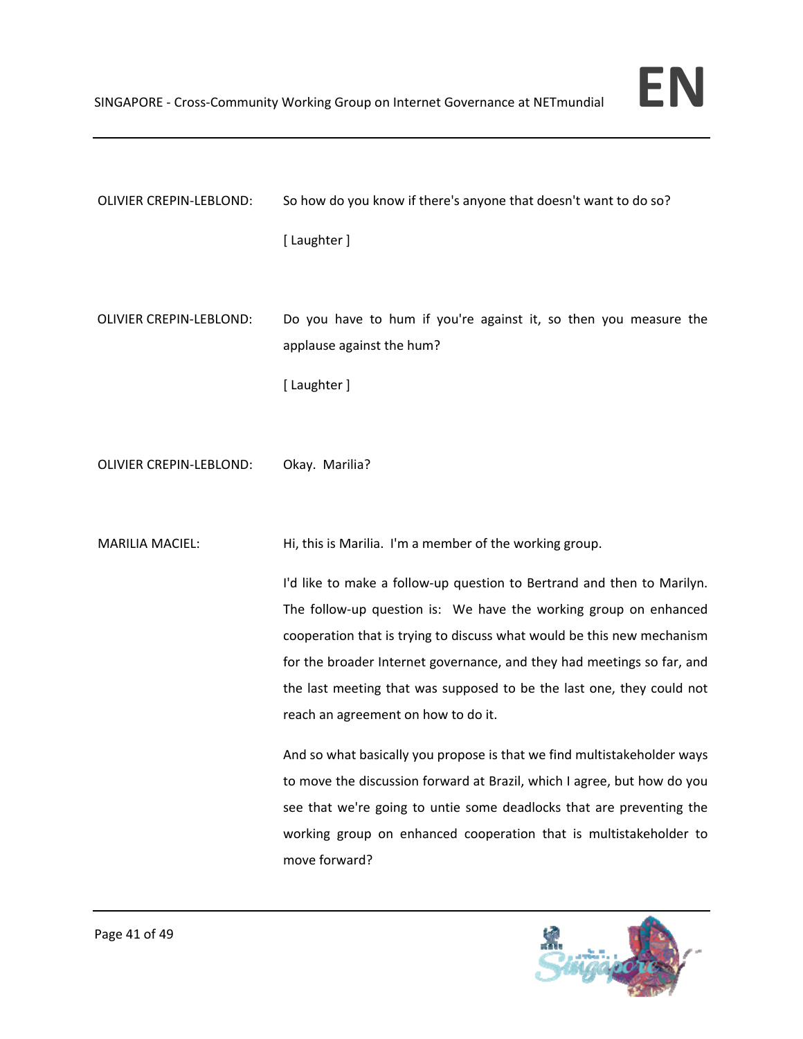OLIVIER CREPIN-LEBLOND: So how do you know if there's anyone that doesn't want to do so?

[ Laughter ]

OLIVIER CREPIN-LEBLOND: Do you have to hum if you're against it, so then you measure the applause against the hum?

[ Laughter ]

OLIVIER CREPIN-LEBLOND: Okay. Marilia?

MARILIA MACIEL: Hi, this is Marilia. I'm a member of the working group.

I'd like to make a follow-up question to Bertrand and then to Marilyn. The follow-up question is: We have the working group on enhanced cooperation that is trying to discuss what would be this new mechanism for the broader Internet governance, and they had meetings so far, and the last meeting that was supposed to be the last one, they could not reach an agreement on how to do it.

And so what basically you propose is that we find multistakeholder ways to move the discussion forward at Brazil, which I agree, but how do you see that we're going to untie some deadlocks that are preventing the working group on enhanced cooperation that is multistakeholder to move forward?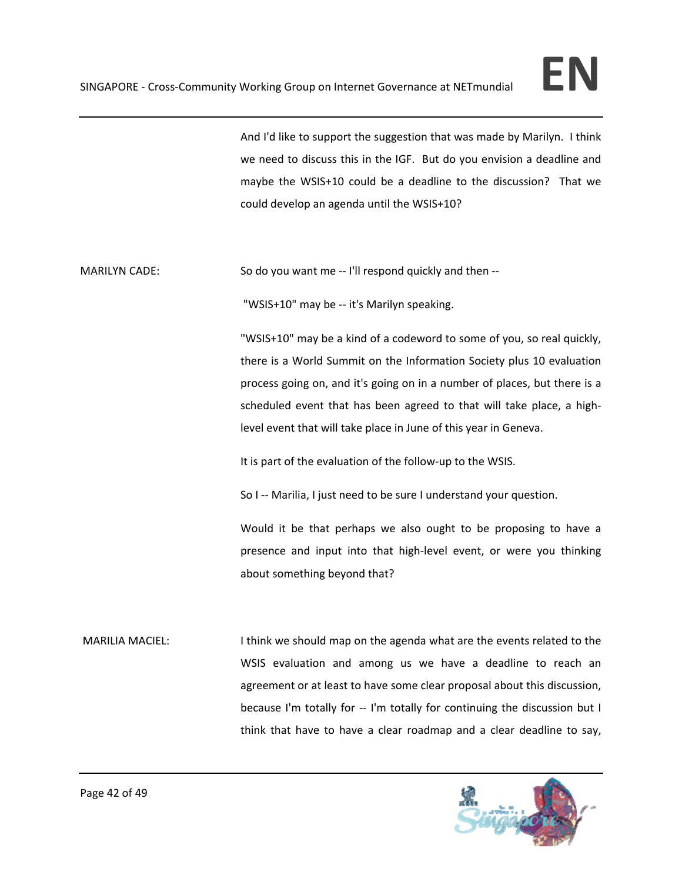And I'd like to support the suggestion that was made by Marilyn. I think we need to discuss this in the IGF. But do you envision a deadline and maybe the WSIS+10 could be a deadline to the discussion? That we could develop an agenda until the WSIS+10?

MARILYN CADE: So do you want me -- I'll respond quickly and then --

"WSIS+10" may be -- it's Marilyn speaking.

"WSIS+10" may be a kind of a codeword to some of you, so real quickly, there is a World Summit on the Information Society plus 10 evaluation process going on, and it's going on in a number of places, but there is a scheduled event that has been agreed to that will take place, a high-level event that will take place in June of this year in Geneva.

It is part of the evaluation of the follow-up to the WSIS.

So I -- Marilia, I just need to be sure I understand your question.

Would it be that perhaps we also ought to be proposing to have a presence and input into that high-level event, or were you thinking about something beyond that?

MARILIA MACIEL: I think we should map on the agenda what are the events related to the WSIS evaluation and among us we have a deadline to reach an agreement or at least to have some clear proposal about this discussion, because I'm totally for -- I'm totally for continuing the discussion but I think that have to have a clear roadmap and a clear deadline to say,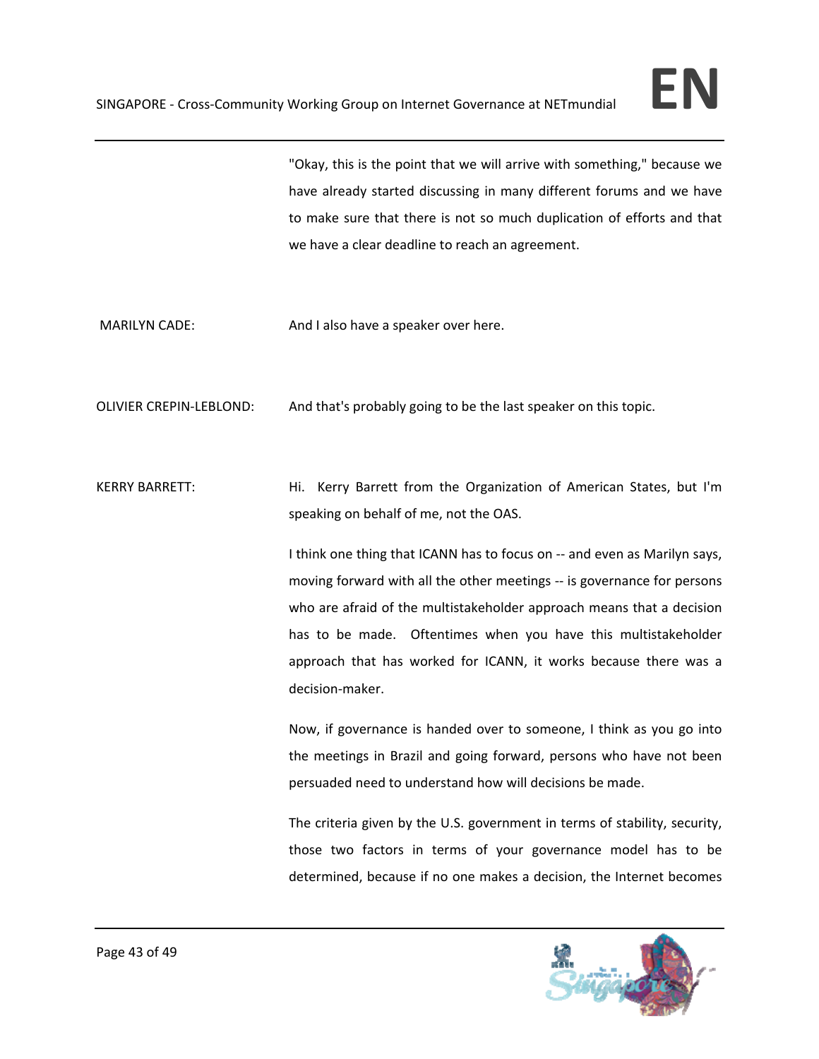"Okay, this is the point that we will arrive with something," because we have already started discussing in many different forums and we have to make sure that there is not so much duplication of efforts and that we have a clear deadline to reach an agreement.

MARILYN CADE: And I also have a speaker over here.

OLIVIER CREPIN-LEBLOND: And that's probably going to be the last speaker on this topic.

KERRY BARRETT: Hi. Kerry Barrett from the Organization of American States, but I'm speaking on behalf of me, not the OAS.

I think one thing that ICANN has to focus on -- and even as Marilyn says, moving forward with all the other meetings -- is governance for persons who are afraid of the multistakeholder approach means that a decision has to be made. Oftentimes when you have this multistakeholder approach that has worked for ICANN, it works because there was a decision-maker.

Now, if governance is handed over to someone, I think as you go into the meetings in Brazil and going forward, persons who have not been persuaded need to understand how will decisions be made.

The criteria given by the U.S. government in terms of stability, security, those two factors in terms of your governance model has to be determined, because if no one makes a decision, the Internet becomes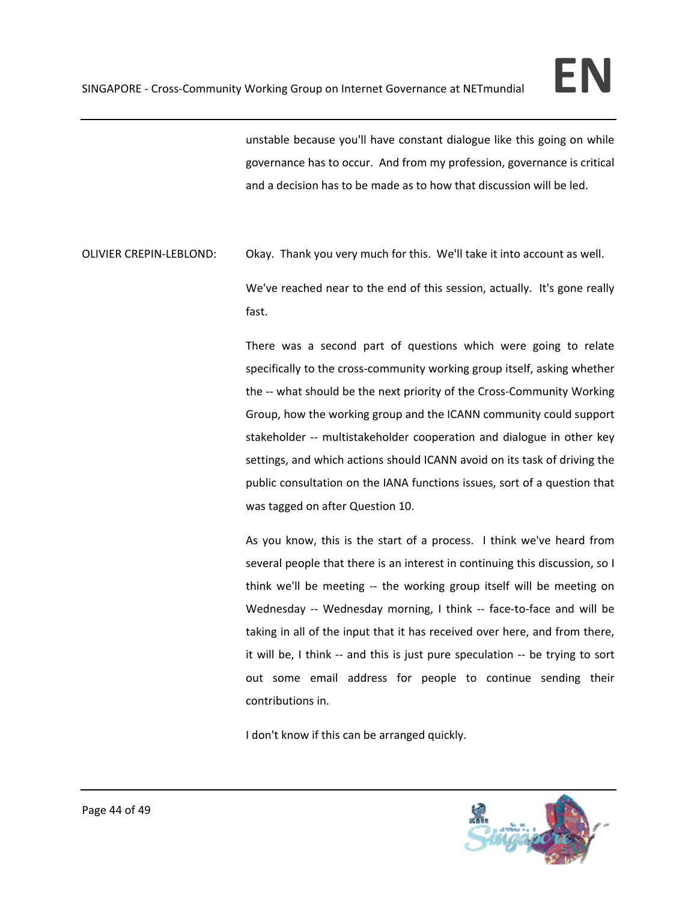unstable because you'll have constant dialogue like this going on while governance has to occur. And from my profession, governance is critical and a decision has to be made as to how that discussion will be led.

OLIVIER CREPIN-LEBLOND: Okay. Thank you very much for this. We'll take it into account as well.

We've reached near to the end of this session, actually. It's gone really fast.

There was a second part of questions which were going to relate specifically to the cross-community working group itself, asking whether the -- what should be the next priority of the Cross-Community Working Group, how the working group and the ICANN community could support stakeholder -- multistakeholder cooperation and dialogue in other key settings, and which actions should ICANN avoid on its task of driving the public consultation on the IANA functions issues, sort of a question that was tagged on after Question 10.

As you know, this is the start of a process. I think we've heard from several people that there is an interest in continuing this discussion, so I think we'll be meeting -- the working group itself will be meeting on Wednesday -- Wednesday morning, I think -- face-to-face and will be taking in all of the input that it has received over here, and from there, it will be, I think -- and this is just pure speculation -- be trying to sort out some email address for people to continue sending their contributions in.

I don't know if this can be arranged quickly.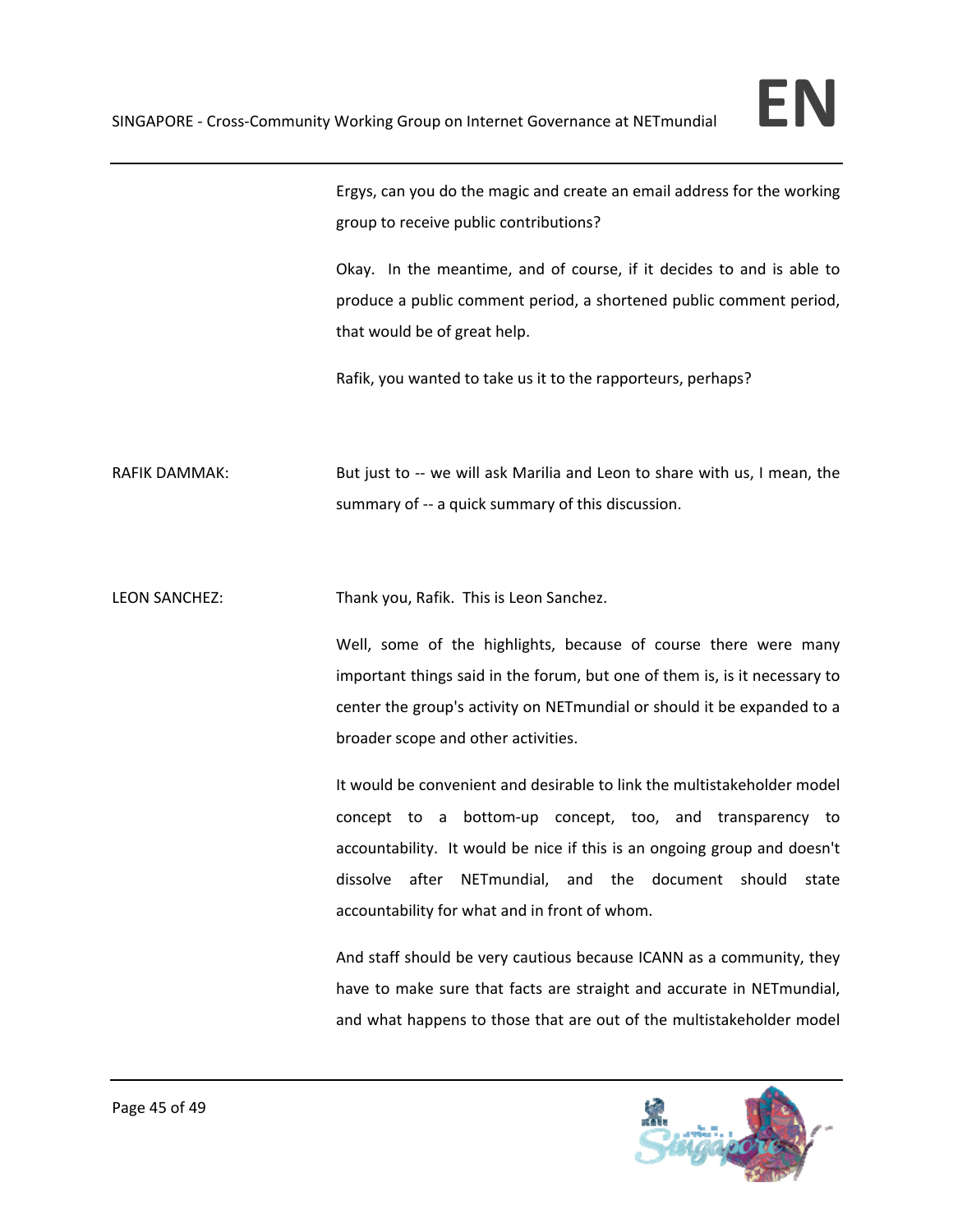Ergys, can you do the magic and create an email address for the working group to receive public contributions?

Okay. In the meantime, and of course, if it decides to and is able to produce a public comment period, a shortened public comment period, that would be of great help.

Rafik, you wanted to take us it to the rapporteurs, perhaps?

RAFIK DAMMAK: But just to -- we will ask Marilia and Leon to share with us, I mean, the summary of -- a quick summary of this discussion.

LEON SANCHEZ: Thank you, Rafik. This is Leon Sanchez.

Well, some of the highlights, because of course there were many important things said in the forum, but one of them is, is it necessary to center the group's activity on NETmundial or should it be expanded to a broader scope and other activities.

It would be convenient and desirable to link the multistakeholder model concept to a bottom-up concept, too, and transparency to accountability. It would be nice if this is an ongoing group and doesn't dissolve after NETmundial, and the document should state accountability for what and in front of whom.

And staff should be very cautious because ICANN as a community, they have to make sure that facts are straight and accurate in NETmundial, and what happens to those that are out of the multistakeholder model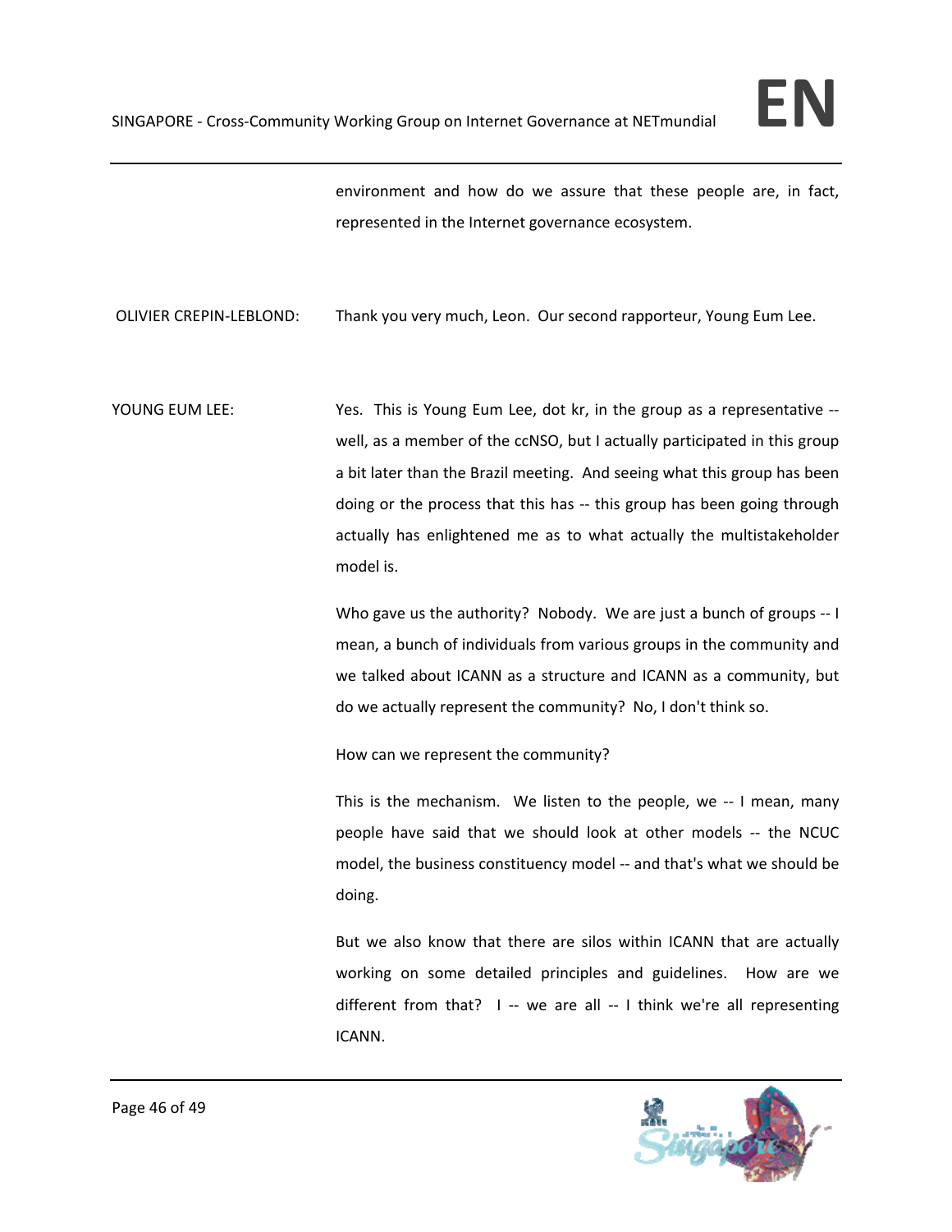environment and how do we assure that these people are, in fact, represented in the Internet governance ecosystem.

OLIVIER CREPIN-LEBLOND: Thank you very much, Leon. Our second rapporteur, Young Eum Lee.

YOUNG EUM LEE: Yes. This is Young Eum Lee, dot kr, in the group as a representative -- well, as a member of the ccNSO, but I actually participated in this group a bit later than the Brazil meeting. And seeing what this group has been doing or the process that this has -- this group has been going through actually has enlightened me as to what actually the multistakeholder model is.

Who gave us the authority? Nobody. We are just a bunch of groups -- I mean, a bunch of individuals from various groups in the community and we talked about ICANN as a structure and ICANN as a community, but do we actually represent the community? No, I don't think so.

How can we represent the community?

This is the mechanism. We listen to the people, we -- I mean, many people have said that we should look at other models -- the NCUC model, the business constituency model -- and that's what we should be doing.

But we also know that there are silos within ICANN that are actually working on some detailed principles and guidelines. How are we different from that? I -- we are all -- I think we're all representing ICANN.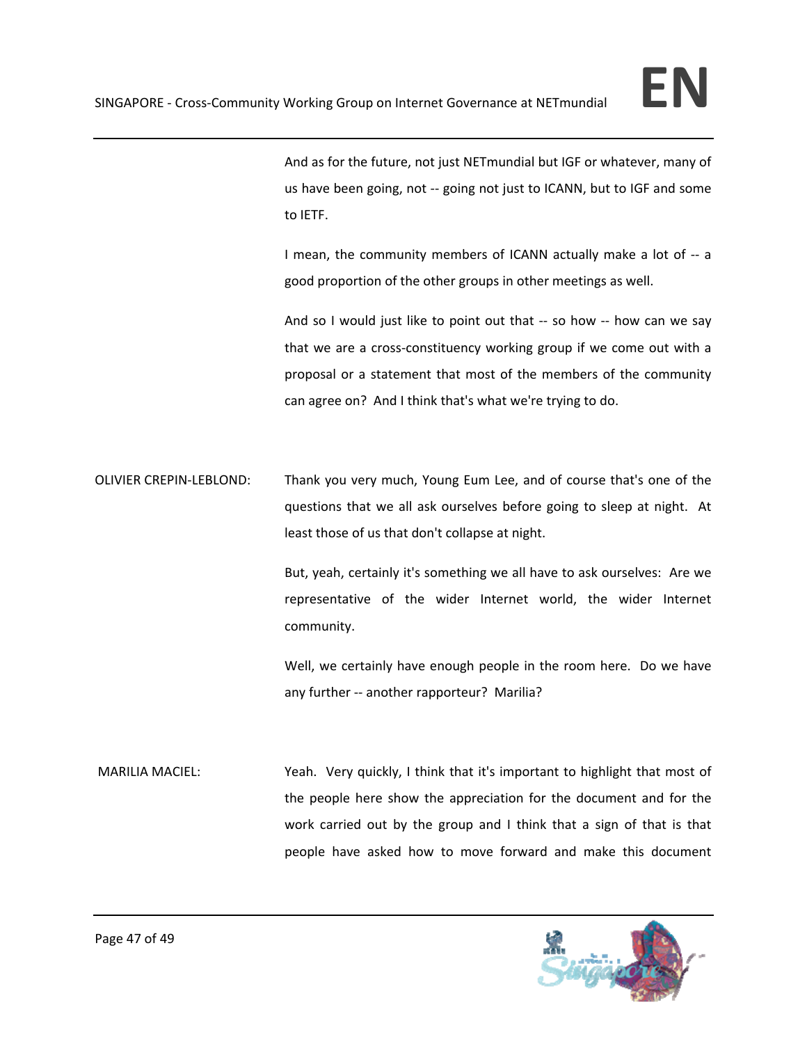And as for the future, not just NETmundial but IGF or whatever, many of us have been going, not -- going not just to ICANN, but to IGF and some to IETF.

I mean, the community members of ICANN actually make a lot of -- a good proportion of the other groups in other meetings as well.

And so I would just like to point out that -- so how -- how can we say that we are a cross-constituency working group if we come out with a proposal or a statement that most of the members of the community can agree on? And I think that's what we're trying to do.

OLIVIER CREPIN-LEBLOND: Thank you very much, Young Eum Lee, and of course that's one of the questions that we all ask ourselves before going to sleep at night. At least those of us that don't collapse at night.

But, yeah, certainly it's something we all have to ask ourselves: Are we representative of the wider Internet world, the wider Internet community.

Well, we certainly have enough people in the room here. Do we have any further -- another rapporteur? Marilia?

MARILIA MACIEL: Yeah. Very quickly, I think that it's important to highlight that most of the people here show the appreciation for the document and for the work carried out by the group and I think that a sign of that is that people have asked how to move forward and make this document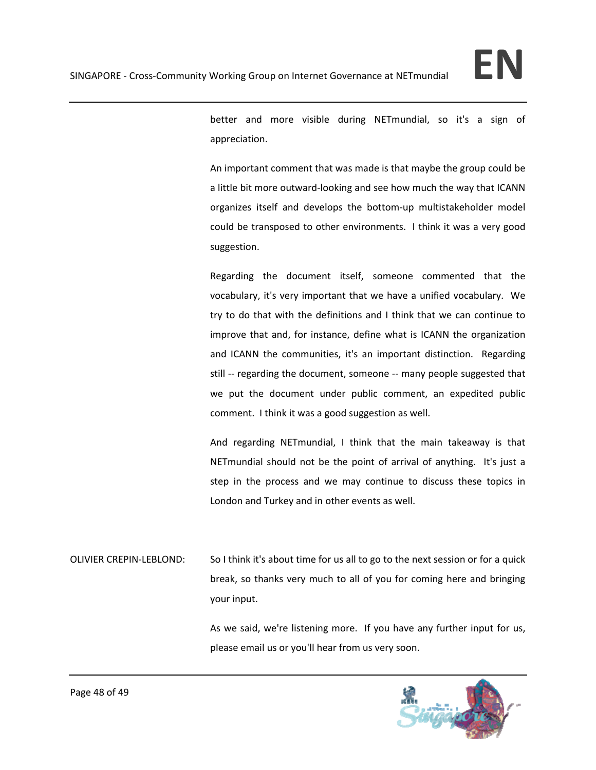better and more visible during NETmundial, so it's a sign of appreciation.

An important comment that was made is that maybe the group could be a little bit more outward-looking and see how much the way that ICANN organizes itself and develops the bottom-up multistakeholder model could be transposed to other environments. I think it was a very good suggestion.

Regarding the document itself, someone commented that the vocabulary, it's very important that we have a unified vocabulary. We try to do that with the definitions and I think that we can continue to improve that and, for instance, define what is ICANN the organization and ICANN the communities, it's an important distinction. Regarding still -- regarding the document, someone -- many people suggested that we put the document under public comment, an expedited public comment. I think it was a good suggestion as well.

And regarding NETmundial, I think that the main takeaway is that NETmundial should not be the point of arrival of anything. It's just a step in the process and we may continue to discuss these topics in London and Turkey and in other events as well.

OLIVIER CREPIN-LEBLOND: So I think it's about time for us all to go to the next session or for a quick break, so thanks very much to all of you for coming here and bringing your input.

As we said, we're listening more. If you have any further input for us, please email us or you'll hear from us very soon.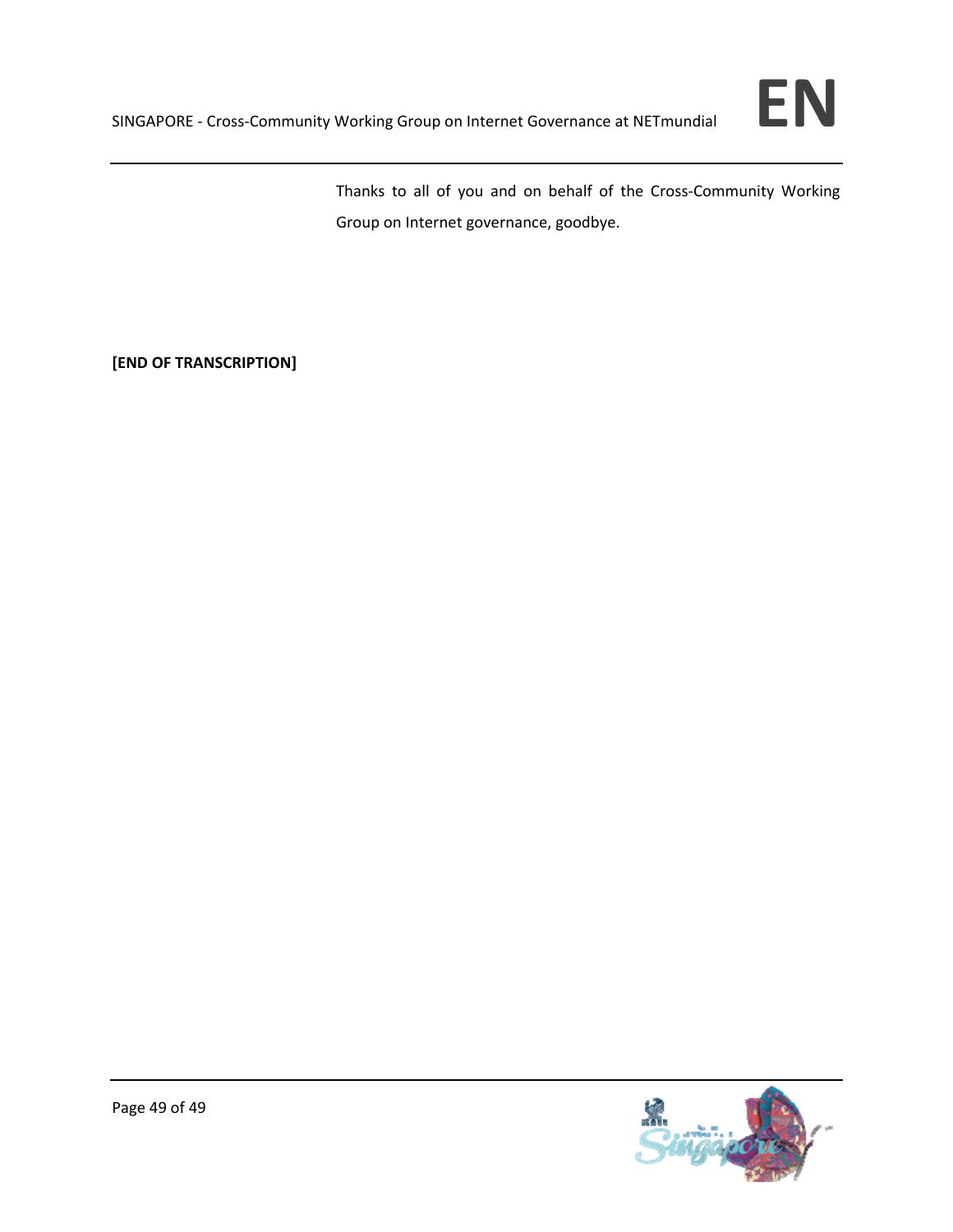Thanks to all of you and on behalf of the Cross-Community Working Group on Internet governance, goodbye.

**[END OF TRANSCRIPTION]**